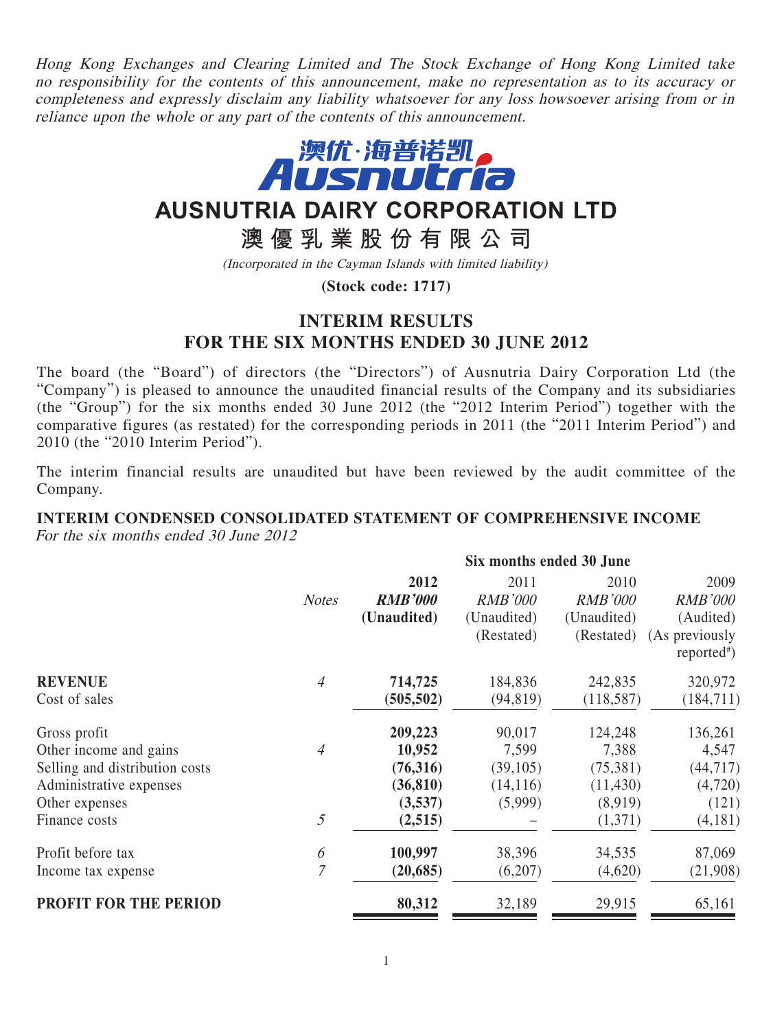*Hong Kong Exchanges and Clearing Limited and The Stock Exchange of Hong Kong Limited take no responsibility for the contents of this announcement, make no representation as to its accuracy or completeness and expressly disclaim any liability whatsoever for any loss howsoever arising from or in reliance upon the whole or any part of the contents of this announcement.*

澳优·海普诺凯 Ausnutria

# AUSNUTRIA DAIRY CORPORATION LTD

# 澳優乳業股份有限公司

*(Incorporated in the Cayman Islands with limited liability)*

**(Stock code: 1717)**

## INTERIM RESULTS FOR THE SIX MONTHS ENDED 30 JUNE 2012

The board (the "Board") of directors (the "Directors") of Ausnutria Dairy Corporation Ltd (the "Company") is pleased to announce the unaudited financial results of the Company and its subsidiaries (the "Group") for the six months ended 30 June 2012 (the "2012 Interim Period") together with the comparative figures (as restated) for the corresponding periods in 2011 (the "2011 Interim Period") and 2010 (the "2010 Interim Period").

The interim financial results are unaudited but have been reviewed by the audit committee of the Company.

### INTERIM CONDENSED CONSOLIDATED STATEMENT OF COMPREHENSIVE INCOME

*For the six months ended 30 June 2012*

| | | Six months ended 30 June | | | |
|---|---|---|---|---|---|
| | *Notes* | **2012** | 2011 | 2010 | 2009 |
| | | ***RMB'000*** | *RMB'000* | *RMB'000* | *RMB'000* |
| | | **(Unaudited)** | (Unaudited) | (Unaudited) | (Audited) |
| | | | (Restated) | (Restated) | (As previously reported[#]) |
| **REVENUE** | *4* | **714,725** | 184,836 | 242,835 | 320,972 |
| Cost of sales | | **(505,502)** | (94,819) | (118,587) | (184,711) |
| Gross profit | | **209,223** | 90,017 | 124,248 | 136,261 |
| Other income and gains | *4* | **10,952** | 7,599 | 7,388 | 4,547 |
| Selling and distribution costs | | **(76,316)** | (39,105) | (75,381) | (44,717) |
| Administrative expenses | | **(36,810)** | (14,116) | (11,430) | (4,720) |
| Other expenses | | **(3,537)** | (5,999) | (8,919) | (121) |
| Finance costs | *5* | **(2,515)** | – | (1,371) | (4,181) |
| Profit before tax | *6* | **100,997** | 38,396 | 34,535 | 87,069 |
| Income tax expense | *7* | **(20,685)** | (6,207) | (4,620) | (21,908) |
| **PROFIT FOR THE PERIOD** | | **80,312** | 32,189 | 29,915 | 65,161 |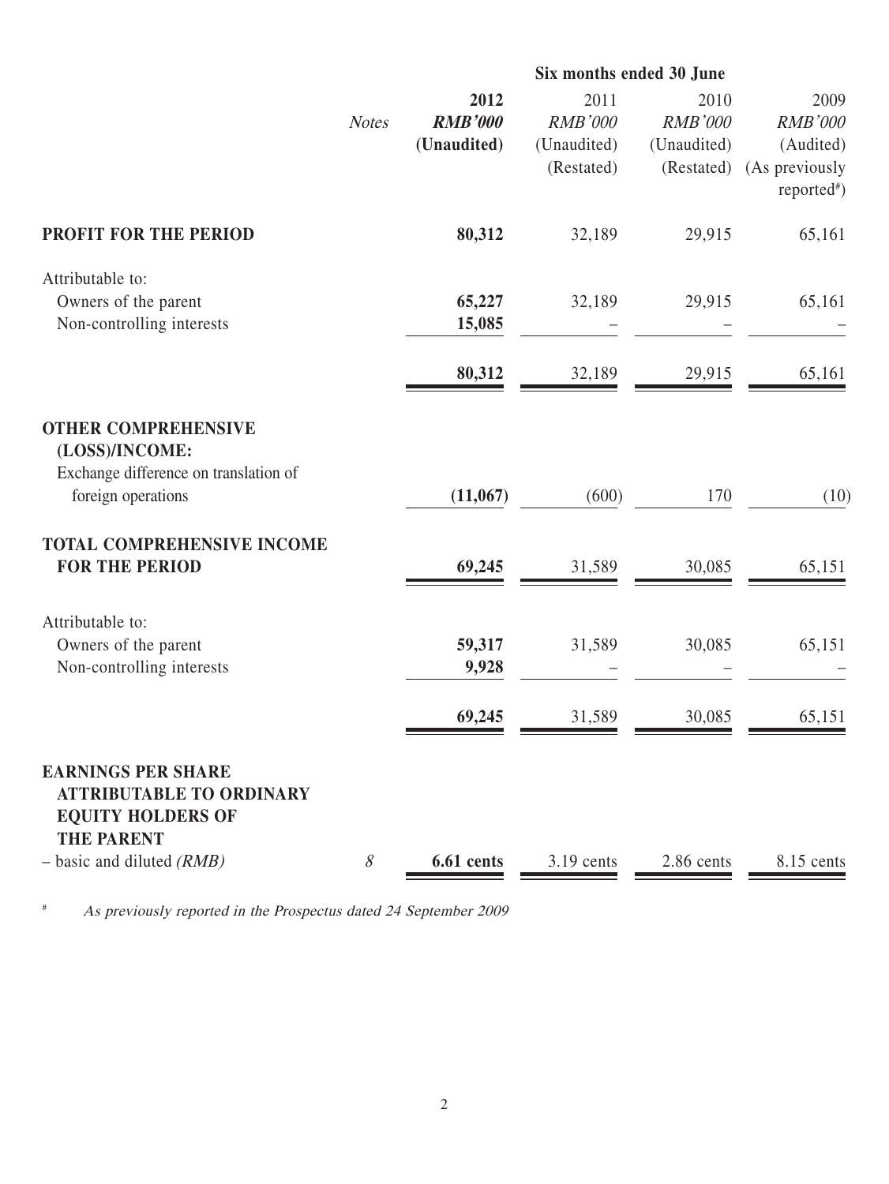| | Notes | Six months ended 30 June 2012 RMB'000 (Unaudited) | 2011 RMB'000 (Unaudited) (Restated) | 2010 RMB'000 (Unaudited) (Restated) | 2009 RMB'000 (Audited) (As previously reported#) |
|---|---|---|---|---|---|
| **PROFIT FOR THE PERIOD** | | **80,312** | 32,189 | 29,915 | 65,161 |
| Attributable to: | | | | | |
| Owners of the parent | | **65,227** | 32,189 | 29,915 | 65,161 |
| Non-controlling interests | | **15,085** | – | – | – |
| | | **80,312** | 32,189 | 29,915 | 65,161 |
| **OTHER COMPREHENSIVE (LOSS)/INCOME:** | | | | | |
| Exchange difference on translation of foreign operations | | **(11,067)** | (600) | 170 | (10) |
| **TOTAL COMPREHENSIVE INCOME FOR THE PERIOD** | | **69,245** | 31,589 | 30,085 | 65,151 |
| Attributable to: | | | | | |
| Owners of the parent | | **59,317** | 31,589 | 30,085 | 65,151 |
| Non-controlling interests | | **9,928** | – | – | – |
| | | **69,245** | 31,589 | 30,085 | 65,151 |
| **EARNINGS PER SHARE ATTRIBUTABLE TO ORDINARY EQUITY HOLDERS OF THE PARENT** | | | | | |
| – basic and diluted *(RMB)* | *8* | **6.61 cents** | 3.19 cents | 2.86 cents | 8.15 cents |

# *As previously reported in the Prospectus dated 24 September 2009*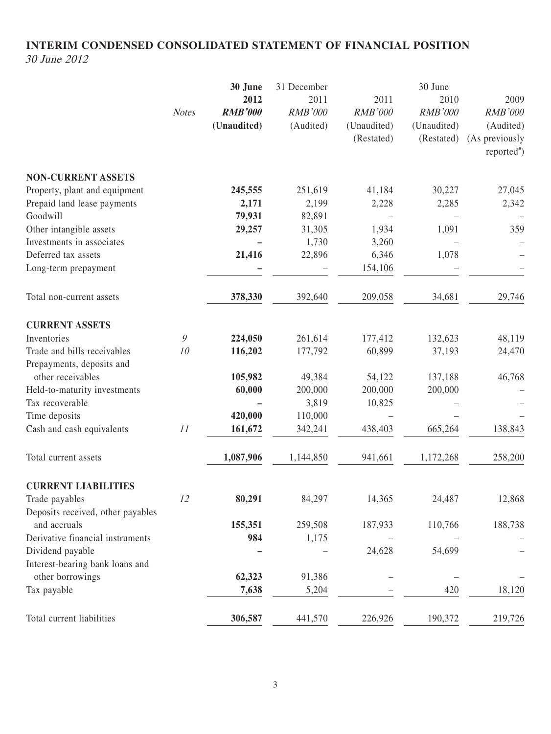## INTERIM CONDENSED CONSOLIDATED STATEMENT OF FINANCIAL POSITION

*30 June 2012*

| | Notes | 30 June 2012 RMB'000 (Unaudited) | 31 December 2011 RMB'000 (Audited) | 30 June 2011 RMB'000 (Unaudited) (Restated) | 30 June 2010 RMB'000 (Unaudited) (Restated) | 30 June 2009 RMB'000 (Audited) (As previously reported[#]) |
|---|---|---|---|---|---|---|
| **NON-CURRENT ASSETS** | | | | | | |
| Property, plant and equipment | | **245,555** | 251,619 | 41,184 | 30,227 | 27,045 |
| Prepaid land lease payments | | **2,171** | 2,199 | 2,228 | 2,285 | 2,342 |
| Goodwill | | **79,931** | 82,891 | – | – | – |
| Other intangible assets | | **29,257** | 31,305 | 1,934 | 1,091 | 359 |
| Investments in associates | | **–** | 1,730 | 3,260 | – | – |
| Deferred tax assets | | **21,416** | 22,896 | 6,346 | 1,078 | – |
| Long-term prepayment | | **–** | – | 154,106 | – | – |
| Total non-current assets | | **378,330** | 392,640 | 209,058 | 34,681 | 29,746 |
| **CURRENT ASSETS** | | | | | | |
| Inventories | 9 | **224,050** | 261,614 | 177,412 | 132,623 | 48,119 |
| Trade and bills receivables | 10 | **116,202** | 177,792 | 60,899 | 37,193 | 24,470 |
| Prepayments, deposits and other receivables | | **105,982** | 49,384 | 54,122 | 137,188 | 46,768 |
| Held-to-maturity investments | | **60,000** | 200,000 | 200,000 | 200,000 | – |
| Tax recoverable | | **–** | 3,819 | 10,825 | – | – |
| Time deposits | | **420,000** | 110,000 | – | – | – |
| Cash and cash equivalents | 11 | **161,672** | 342,241 | 438,403 | 665,264 | 138,843 |
| Total current assets | | **1,087,906** | 1,144,850 | 941,661 | 1,172,268 | 258,200 |
| **CURRENT LIABILITIES** | | | | | | |
| Trade payables | 12 | **80,291** | 84,297 | 14,365 | 24,487 | 12,868 |
| Deposits received, other payables and accruals | | **155,351** | 259,508 | 187,933 | 110,766 | 188,738 |
| Derivative financial instruments | | **984** | 1,175 | – | – | – |
| Dividend payable | | **–** | – | 24,628 | 54,699 | – |
| Interest-bearing bank loans and other borrowings | | **62,323** | 91,386 | – | – | – |
| Tax payable | | **7,638** | 5,204 | – | 420 | 18,120 |
| Total current liabilities | | **306,587** | 441,570 | 226,926 | 190,372 | 219,726 |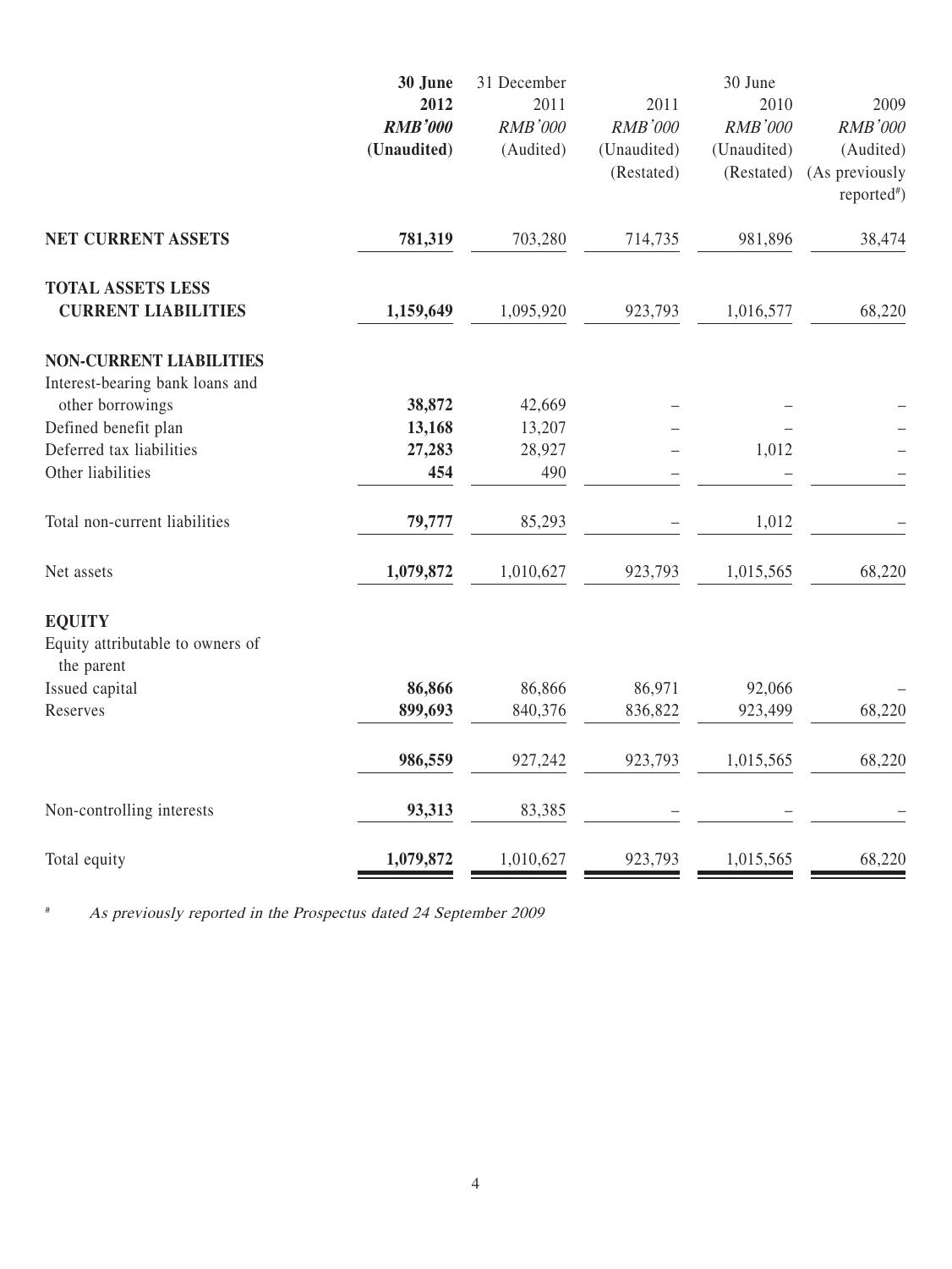| | 30 June 2012 RMB'000 (Unaudited) | 31 December 2011 RMB'000 (Audited) | 30 June 2011 RMB'000 (Unaudited) (Restated) | 30 June 2010 RMB'000 (Unaudited) (Restated) | 30 June 2009 RMB'000 (Audited) (As previously reported#) |
|---|---|---|---|---|---|
| **NET CURRENT ASSETS** | **781,319** | 703,280 | 714,735 | 981,896 | 38,474 |
| **TOTAL ASSETS LESS CURRENT LIABILITIES** | **1,159,649** | 1,095,920 | 923,793 | 1,016,577 | 68,220 |
| **NON-CURRENT LIABILITIES** | | | | | |
| Interest-bearing bank loans and other borrowings | **38,872** | 42,669 | – | – | – |
| Defined benefit plan | **13,168** | 13,207 | – | – | – |
| Deferred tax liabilities | **27,283** | 28,927 | – | 1,012 | – |
| Other liabilities | **454** | 490 | – | – | – |
| Total non-current liabilities | **79,777** | 85,293 | – | 1,012 | – |
| Net assets | **1,079,872** | 1,010,627 | 923,793 | 1,015,565 | 68,220 |
| **EQUITY** | | | | | |
| Equity attributable to owners of the parent | | | | | |
| Issued capital | **86,866** | 86,866 | 86,971 | 92,066 | – |
| Reserves | **899,693** | 840,376 | 836,822 | 923,499 | 68,220 |
| | **986,559** | 927,242 | 923,793 | 1,015,565 | 68,220 |
| Non-controlling interests | **93,313** | 83,385 | – | – | – |
| Total equity | **1,079,872** | 1,010,627 | 923,793 | 1,015,565 | 68,220 |

# *As previously reported in the Prospectus dated 24 September 2009*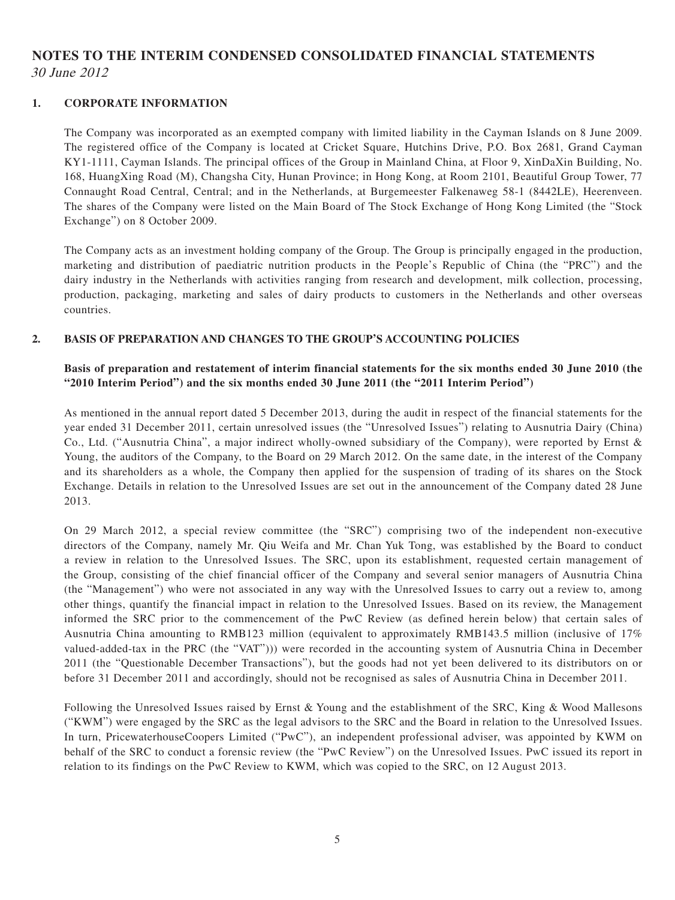# NOTES TO THE INTERIM CONDENSED CONSOLIDATED FINANCIAL STATEMENTS

*30 June 2012*

## 1. CORPORATE INFORMATION

The Company was incorporated as an exempted company with limited liability in the Cayman Islands on 8 June 2009. The registered office of the Company is located at Cricket Square, Hutchins Drive, P.O. Box 2681, Grand Cayman KY1-1111, Cayman Islands. The principal offices of the Group in Mainland China, at Floor 9, XinDaXin Building, No. 168, HuangXing Road (M), Changsha City, Hunan Province; in Hong Kong, at Room 2101, Beautiful Group Tower, 77 Connaught Road Central, Central; and in the Netherlands, at Burgemeester Falkenaweg 58-1 (8442LE), Heerenveen. The shares of the Company were listed on the Main Board of The Stock Exchange of Hong Kong Limited (the "Stock Exchange") on 8 October 2009.

The Company acts as an investment holding company of the Group. The Group is principally engaged in the production, marketing and distribution of paediatric nutrition products in the People's Republic of China (the "PRC") and the dairy industry in the Netherlands with activities ranging from research and development, milk collection, processing, production, packaging, marketing and sales of dairy products to customers in the Netherlands and other overseas countries.

## 2. BASIS OF PREPARATION AND CHANGES TO THE GROUP'S ACCOUNTING POLICIES

**Basis of preparation and restatement of interim financial statements for the six months ended 30 June 2010 (the "2010 Interim Period") and the six months ended 30 June 2011 (the "2011 Interim Period")**

As mentioned in the annual report dated 5 December 2013, during the audit in respect of the financial statements for the year ended 31 December 2011, certain unresolved issues (the "Unresolved Issues") relating to Ausnutria Dairy (China) Co., Ltd. ("Ausnutria China", a major indirect wholly-owned subsidiary of the Company), were reported by Ernst & Young, the auditors of the Company, to the Board on 29 March 2012. On the same date, in the interest of the Company and its shareholders as a whole, the Company then applied for the suspension of trading of its shares on the Stock Exchange. Details in relation to the Unresolved Issues are set out in the announcement of the Company dated 28 June 2013.

On 29 March 2012, a special review committee (the "SRC") comprising two of the independent non-executive directors of the Company, namely Mr. Qiu Weifa and Mr. Chan Yuk Tong, was established by the Board to conduct a review in relation to the Unresolved Issues. The SRC, upon its establishment, requested certain management of the Group, consisting of the chief financial officer of the Company and several senior managers of Ausnutria China (the "Management") who were not associated in any way with the Unresolved Issues to carry out a review to, among other things, quantify the financial impact in relation to the Unresolved Issues. Based on its review, the Management informed the SRC prior to the commencement of the PwC Review (as defined herein below) that certain sales of Ausnutria China amounting to RMB123 million (equivalent to approximately RMB143.5 million (inclusive of 17% valued-added-tax in the PRC (the "VAT"))) were recorded in the accounting system of Ausnutria China in December 2011 (the "Questionable December Transactions"), but the goods had not yet been delivered to its distributors on or before 31 December 2011 and accordingly, should not be recognised as sales of Ausnutria China in December 2011.

Following the Unresolved Issues raised by Ernst & Young and the establishment of the SRC, King & Wood Mallesons ("KWM") were engaged by the SRC as the legal advisors to the SRC and the Board in relation to the Unresolved Issues. In turn, PricewaterhouseCoopers Limited ("PwC"), an independent professional adviser, was appointed by KWM on behalf of the SRC to conduct a forensic review (the "PwC Review") on the Unresolved Issues. PwC issued its report in relation to its findings on the PwC Review to KWM, which was copied to the SRC, on 12 August 2013.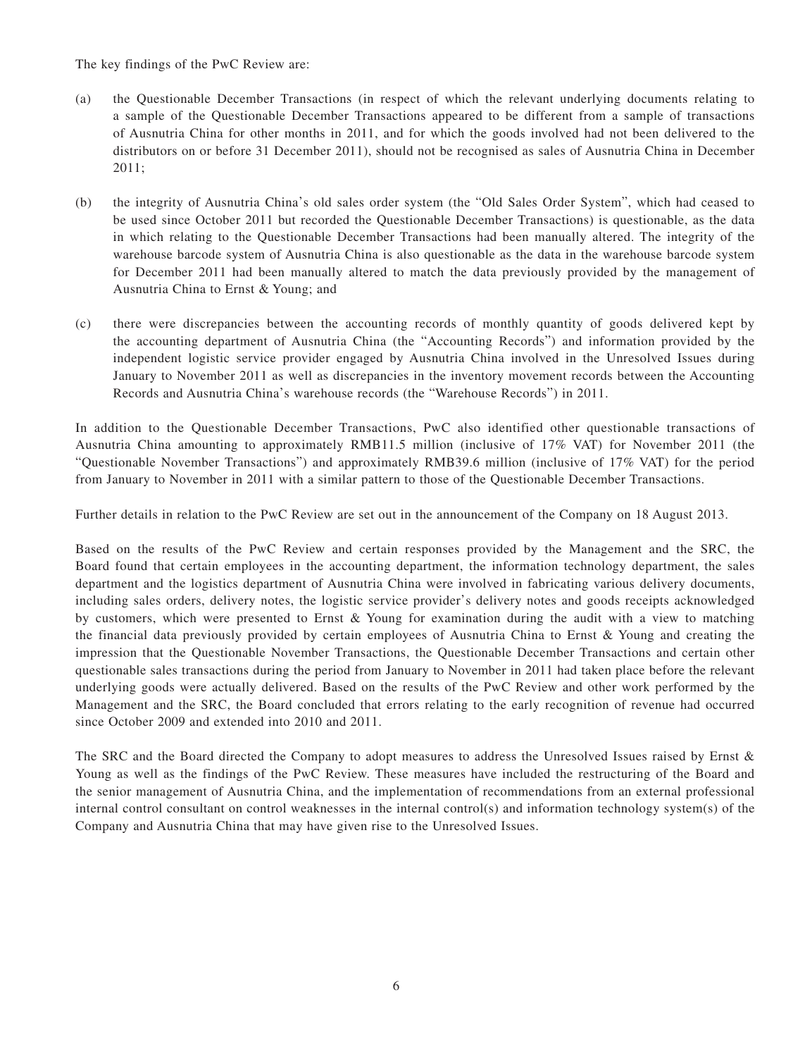The key findings of the PwC Review are:

(a) the Questionable December Transactions (in respect of which the relevant underlying documents relating to a sample of the Questionable December Transactions appeared to be different from a sample of transactions of Ausnutria China for other months in 2011, and for which the goods involved had not been delivered to the distributors on or before 31 December 2011), should not be recognised as sales of Ausnutria China in December 2011;

(b) the integrity of Ausnutria China's old sales order system (the "Old Sales Order System", which had ceased to be used since October 2011 but recorded the Questionable December Transactions) is questionable, as the data in which relating to the Questionable December Transactions had been manually altered. The integrity of the warehouse barcode system of Ausnutria China is also questionable as the data in the warehouse barcode system for December 2011 had been manually altered to match the data previously provided by the management of Ausnutria China to Ernst & Young; and

(c) there were discrepancies between the accounting records of monthly quantity of goods delivered kept by the accounting department of Ausnutria China (the "Accounting Records") and information provided by the independent logistic service provider engaged by Ausnutria China involved in the Unresolved Issues during January to November 2011 as well as discrepancies in the inventory movement records between the Accounting Records and Ausnutria China's warehouse records (the "Warehouse Records") in 2011.

In addition to the Questionable December Transactions, PwC also identified other questionable transactions of Ausnutria China amounting to approximately RMB11.5 million (inclusive of 17% VAT) for November 2011 (the "Questionable November Transactions") and approximately RMB39.6 million (inclusive of 17% VAT) for the period from January to November in 2011 with a similar pattern to those of the Questionable December Transactions.

Further details in relation to the PwC Review are set out in the announcement of the Company on 18 August 2013.

Based on the results of the PwC Review and certain responses provided by the Management and the SRC, the Board found that certain employees in the accounting department, the information technology department, the sales department and the logistics department of Ausnutria China were involved in fabricating various delivery documents, including sales orders, delivery notes, the logistic service provider's delivery notes and goods receipts acknowledged by customers, which were presented to Ernst & Young for examination during the audit with a view to matching the financial data previously provided by certain employees of Ausnutria China to Ernst & Young and creating the impression that the Questionable November Transactions, the Questionable December Transactions and certain other questionable sales transactions during the period from January to November in 2011 had taken place before the relevant underlying goods were actually delivered. Based on the results of the PwC Review and other work performed by the Management and the SRC, the Board concluded that errors relating to the early recognition of revenue had occurred since October 2009 and extended into 2010 and 2011.

The SRC and the Board directed the Company to adopt measures to address the Unresolved Issues raised by Ernst & Young as well as the findings of the PwC Review. These measures have included the restructuring of the Board and the senior management of Ausnutria China, and the implementation of recommendations from an external professional internal control consultant on control weaknesses in the internal control(s) and information technology system(s) of the Company and Ausnutria China that may have given rise to the Unresolved Issues.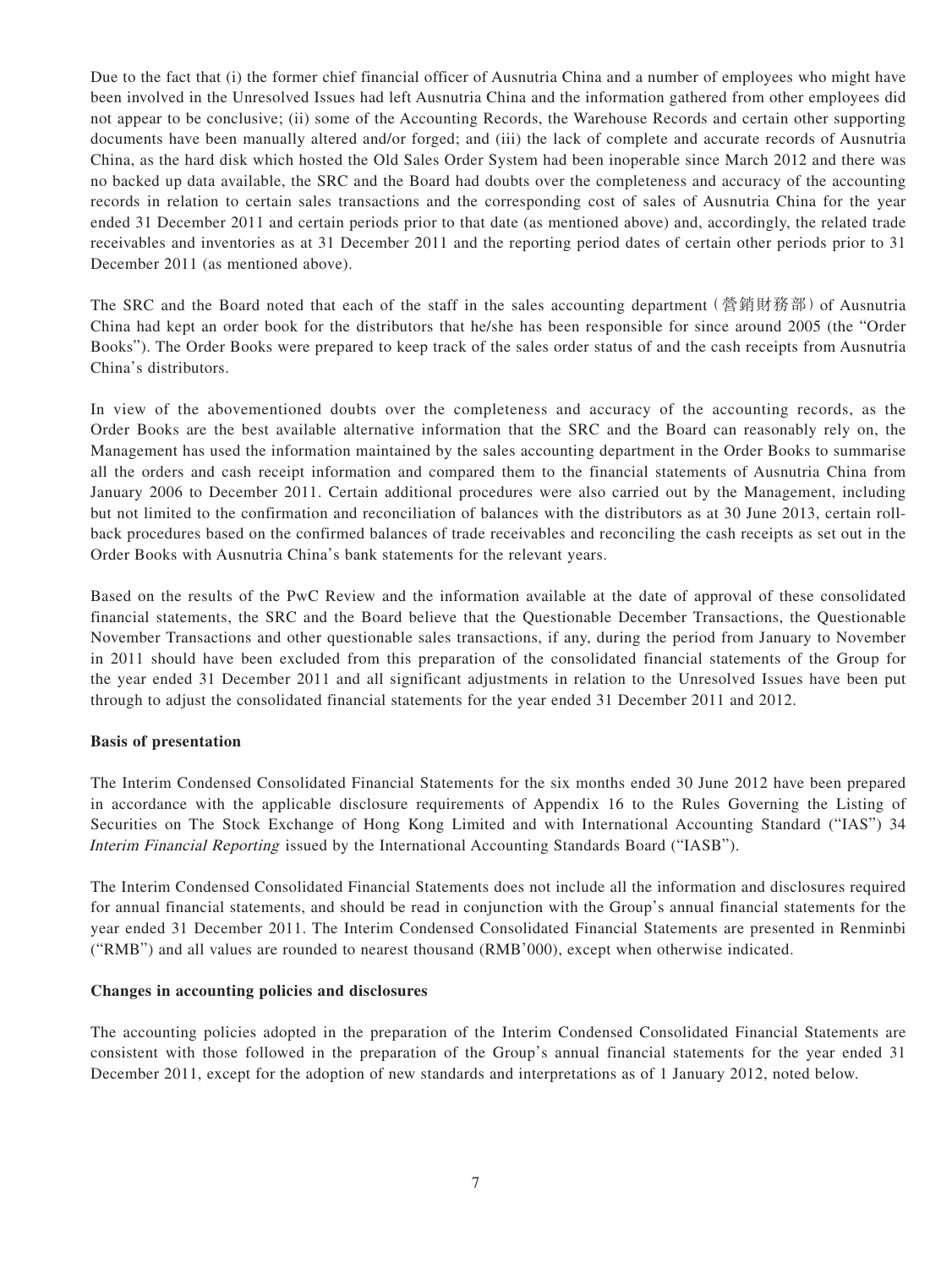Due to the fact that (i) the former chief financial officer of Ausnutria China and a number of employees who might have been involved in the Unresolved Issues had left Ausnutria China and the information gathered from other employees did not appear to be conclusive; (ii) some of the Accounting Records, the Warehouse Records and certain other supporting documents have been manually altered and/or forged; and (iii) the lack of complete and accurate records of Ausnutria China, as the hard disk which hosted the Old Sales Order System had been inoperable since March 2012 and there was no backed up data available, the SRC and the Board had doubts over the completeness and accuracy of the accounting records in relation to certain sales transactions and the corresponding cost of sales of Ausnutria China for the year ended 31 December 2011 and certain periods prior to that date (as mentioned above) and, accordingly, the related trade receivables and inventories as at 31 December 2011 and the reporting period dates of certain other periods prior to 31 December 2011 (as mentioned above).

The SRC and the Board noted that each of the staff in the sales accounting department（營銷財務部）of Ausnutria China had kept an order book for the distributors that he/she has been responsible for since around 2005 (the "Order Books"). The Order Books were prepared to keep track of the sales order status of and the cash receipts from Ausnutria China's distributors.

In view of the abovementioned doubts over the completeness and accuracy of the accounting records, as the Order Books are the best available alternative information that the SRC and the Board can reasonably rely on, the Management has used the information maintained by the sales accounting department in the Order Books to summarise all the orders and cash receipt information and compared them to the financial statements of Ausnutria China from January 2006 to December 2011. Certain additional procedures were also carried out by the Management, including but not limited to the confirmation and reconciliation of balances with the distributors as at 30 June 2013, certain roll-back procedures based on the confirmed balances of trade receivables and reconciling the cash receipts as set out in the Order Books with Ausnutria China's bank statements for the relevant years.

Based on the results of the PwC Review and the information available at the date of approval of these consolidated financial statements, the SRC and the Board believe that the Questionable December Transactions, the Questionable November Transactions and other questionable sales transactions, if any, during the period from January to November in 2011 should have been excluded from this preparation of the consolidated financial statements of the Group for the year ended 31 December 2011 and all significant adjustments in relation to the Unresolved Issues have been put through to adjust the consolidated financial statements for the year ended 31 December 2011 and 2012.

**Basis of presentation**

The Interim Condensed Consolidated Financial Statements for the six months ended 30 June 2012 have been prepared in accordance with the applicable disclosure requirements of Appendix 16 to the Rules Governing the Listing of Securities on The Stock Exchange of Hong Kong Limited and with International Accounting Standard ("IAS") 34 *Interim Financial Reporting* issued by the International Accounting Standards Board ("IASB").

The Interim Condensed Consolidated Financial Statements does not include all the information and disclosures required for annual financial statements, and should be read in conjunction with the Group's annual financial statements for the year ended 31 December 2011. The Interim Condensed Consolidated Financial Statements are presented in Renminbi ("RMB") and all values are rounded to nearest thousand (RMB'000), except when otherwise indicated.

**Changes in accounting policies and disclosures**

The accounting policies adopted in the preparation of the Interim Condensed Consolidated Financial Statements are consistent with those followed in the preparation of the Group's annual financial statements for the year ended 31 December 2011, except for the adoption of new standards and interpretations as of 1 January 2012, noted below.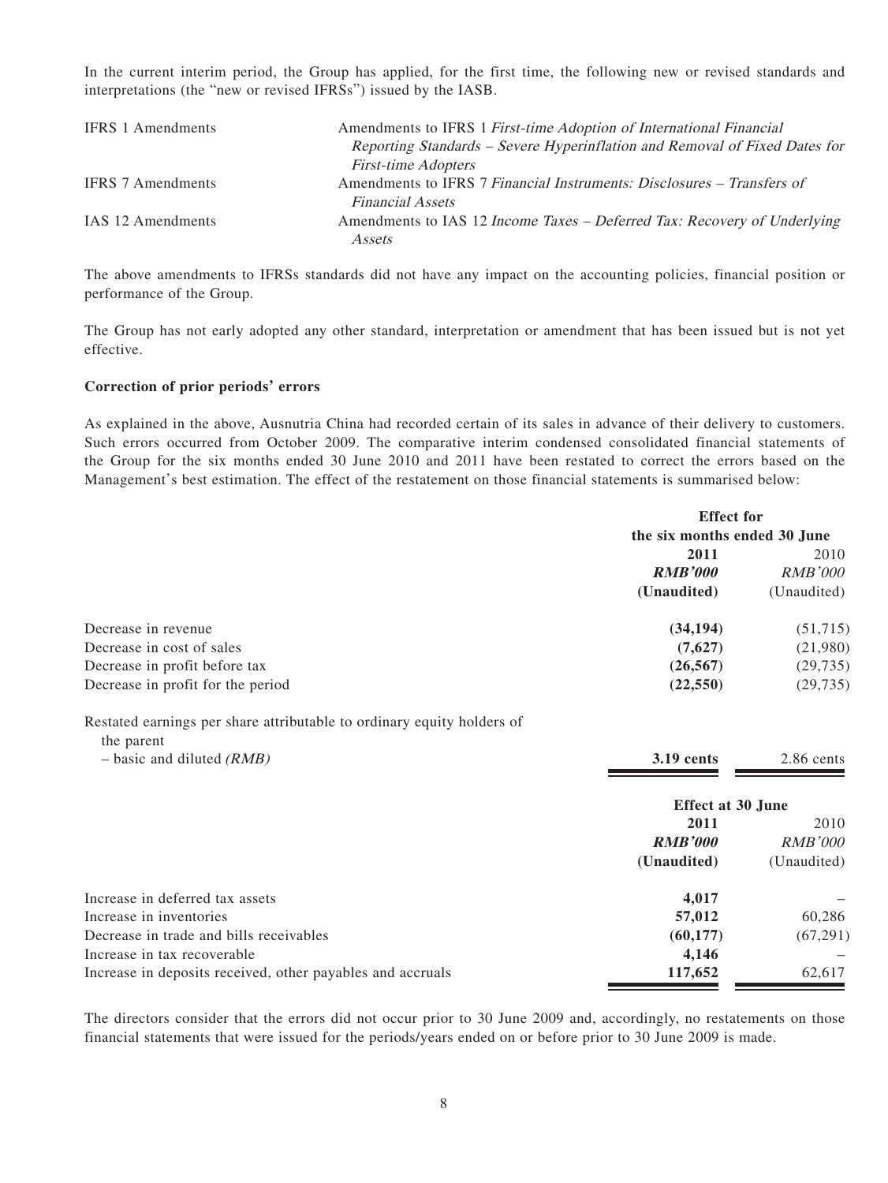In the current interim period, the Group has applied, for the first time, the following new or revised standards and interpretations (the "new or revised IFRSs") issued by the IASB.

| | |
|---|---|
| IFRS 1 Amendments | Amendments to IFRS 1 *First-time Adoption of International Financial Reporting Standards – Severe Hyperinflation and Removal of Fixed Dates for First-time Adopters* |
| IFRS 7 Amendments | Amendments to IFRS 7 *Financial Instruments: Disclosures – Transfers of Financial Assets* |
| IAS 12 Amendments | Amendments to IAS 12 *Income Taxes – Deferred Tax: Recovery of Underlying Assets* |

The above amendments to IFRSs standards did not have any impact on the accounting policies, financial position or performance of the Group.

The Group has not early adopted any other standard, interpretation or amendment that has been issued but is not yet effective.

**Correction of prior periods' errors**

As explained in the above, Ausnutria China had recorded certain of its sales in advance of their delivery to customers. Such errors occurred from October 2009. The comparative interim condensed consolidated financial statements of the Group for the six months ended 30 June 2010 and 2011 have been restated to correct the errors based on the Management's best estimation. The effect of the restatement on those financial statements is summarised below:

| | Effect for the six months ended 30 June | |
|---|---|---|
| | **2011** | 2010 |
| | ***RMB'000*** | *RMB'000* |
| | **(Unaudited)** | (Unaudited) |
| Decrease in revenue | **(34,194)** | (51,715) |
| Decrease in cost of sales | **(7,627)** | (21,980) |
| Decrease in profit before tax | **(26,567)** | (29,735) |
| Decrease in profit for the period | **(22,550)** | (29,735) |
| Restated earnings per share attributable to ordinary equity holders of the parent | | |
| – basic and diluted *(RMB)* | **3.19 cents** | 2.86 cents |

| | Effect at 30 June | |
|---|---|---|
| | **2011** | 2010 |
| | ***RMB'000*** | *RMB'000* |
| | **(Unaudited)** | (Unaudited) |
| Increase in deferred tax assets | **4,017** | – |
| Increase in inventories | **57,012** | 60,286 |
| Decrease in trade and bills receivables | **(60,177)** | (67,291) |
| Increase in tax recoverable | **4,146** | – |
| Increase in deposits received, other payables and accruals | **117,652** | 62,617 |

The directors consider that the errors did not occur prior to 30 June 2009 and, accordingly, no restatements on those financial statements that were issued for the periods/years ended on or before prior to 30 June 2009 is made.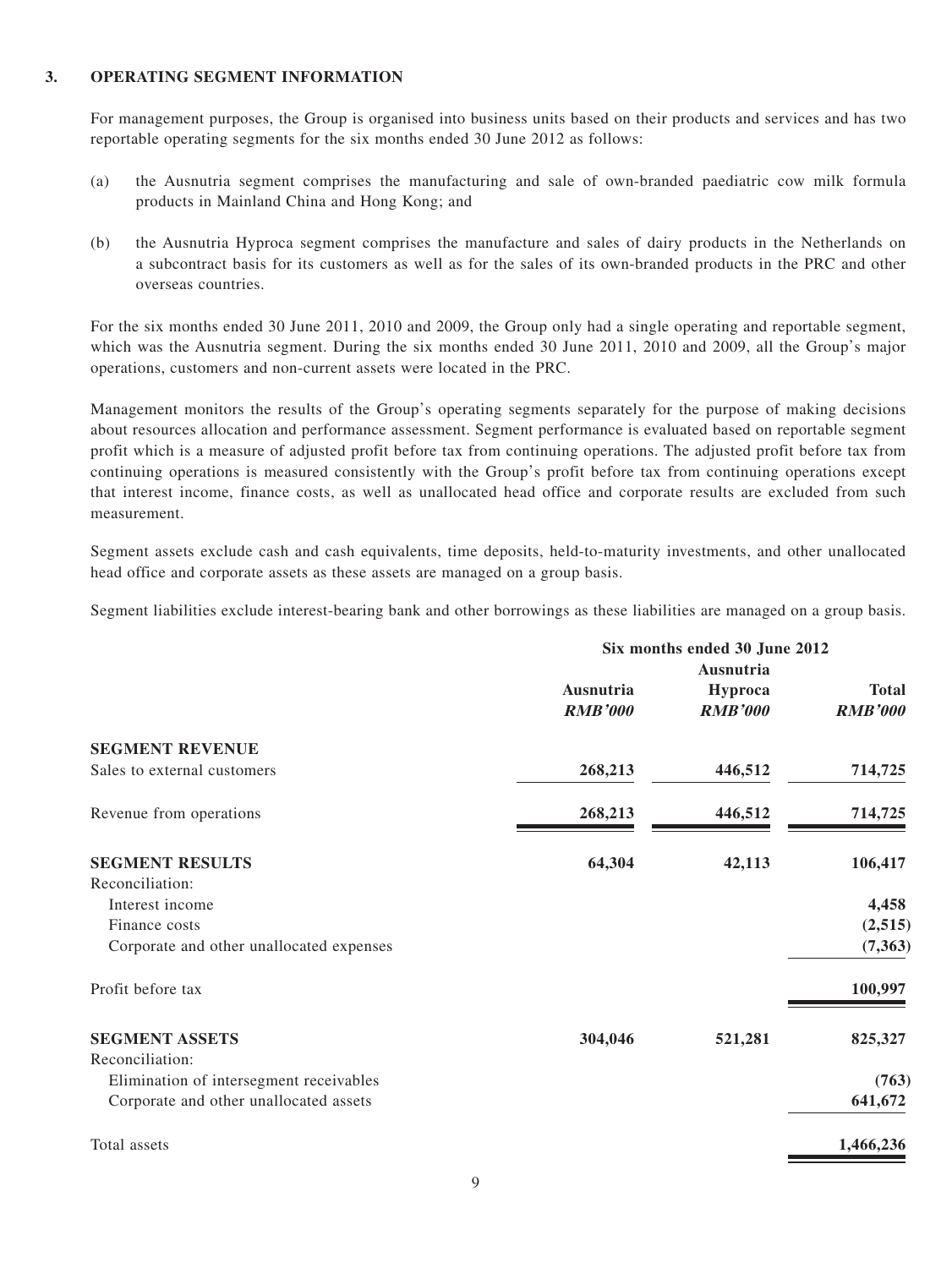### 3. OPERATING SEGMENT INFORMATION

For management purposes, the Group is organised into business units based on their products and services and has two reportable operating segments for the six months ended 30 June 2012 as follows:

(a) the Ausnutria segment comprises the manufacturing and sale of own-branded paediatric cow milk formula products in Mainland China and Hong Kong; and

(b) the Ausnutria Hyproca segment comprises the manufacture and sales of dairy products in the Netherlands on a subcontract basis for its customers as well as for the sales of its own-branded products in the PRC and other overseas countries.

For the six months ended 30 June 2011, 2010 and 2009, the Group only had a single operating and reportable segment, which was the Ausnutria segment. During the six months ended 30 June 2011, 2010 and 2009, all the Group's major operations, customers and non-current assets were located in the PRC.

Management monitors the results of the Group's operating segments separately for the purpose of making decisions about resources allocation and performance assessment. Segment performance is evaluated based on reportable segment profit which is a measure of adjusted profit before tax from continuing operations. The adjusted profit before tax from continuing operations is measured consistently with the Group's profit before tax from continuing operations except that interest income, finance costs, as well as unallocated head office and corporate results are excluded from such measurement.

Segment assets exclude cash and cash equivalents, time deposits, held-to-maturity investments, and other unallocated head office and corporate assets as these assets are managed on a group basis.

Segment liabilities exclude interest-bearing bank and other borrowings as these liabilities are managed on a group basis.

| | Six months ended 30 June 2012 | | |
|---|---|---|---|
| | **Ausnutria** | **Ausnutria Hyproca** | **Total** |
| | ***RMB'000*** | ***RMB'000*** | ***RMB'000*** |
| **SEGMENT REVENUE** | | | |
| Sales to external customers | **268,213** | **446,512** | **714,725** |
| Revenue from operations | **268,213** | **446,512** | **714,725** |
| **SEGMENT RESULTS** | **64,304** | **42,113** | **106,417** |
| Reconciliation: | | | |
| Interest income | | | **4,458** |
| Finance costs | | | **(2,515)** |
| Corporate and other unallocated expenses | | | **(7,363)** |
| Profit before tax | | | **100,997** |
| **SEGMENT ASSETS** | **304,046** | **521,281** | **825,327** |
| Reconciliation: | | | |
| Elimination of intersegment receivables | | | **(763)** |
| Corporate and other unallocated assets | | | **641,672** |
| Total assets | | | **1,466,236** |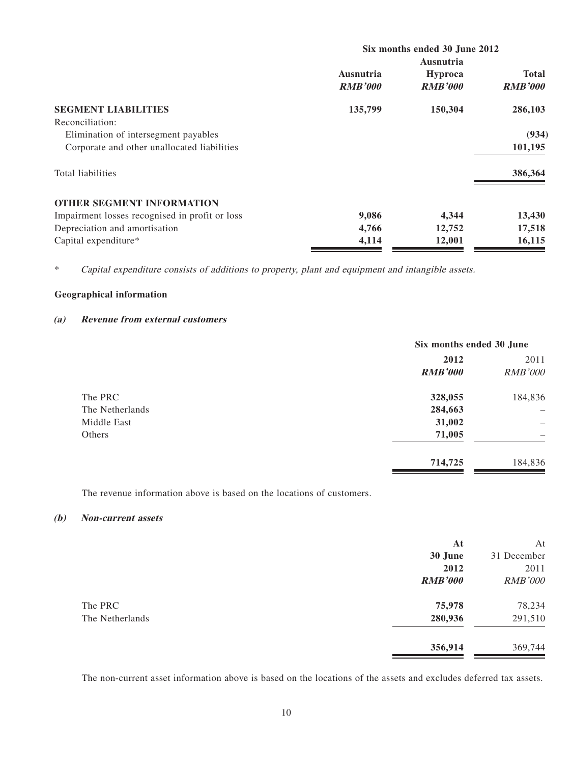| | Six months ended 30 June 2012 | | |
|---|---|---|---|
| | **Ausnutria** | **Ausnutria Hyproca** | **Total** |
| | ***RMB'000*** | ***RMB'000*** | ***RMB'000*** |
| **SEGMENT LIABILITIES** | **135,799** | **150,304** | **286,103** |
| Reconciliation: | | | |
| Elimination of intersegment payables | | | **(934)** |
| Corporate and other unallocated liabilities | | | **101,195** |
| Total liabilities | | | **386,364** |
| **OTHER SEGMENT INFORMATION** | | | |
| Impairment losses recognised in profit or loss | **9,086** | **4,344** | **13,430** |
| Depreciation and amortisation | **4,766** | **12,752** | **17,518** |
| Capital expenditure* | **4,114** | **12,001** | **16,115** |

\* *Capital expenditure consists of additions to property, plant and equipment and intangible assets.*

**Geographical information**

***(a) Revenue from external customers***

| | Six months ended 30 June | |
|---|---|---|
| | **2012** | 2011 |
| | ***RMB'000*** | *RMB'000* |
| The PRC | **328,055** | 184,836 |
| The Netherlands | **284,663** | – |
| Middle East | **31,002** | – |
| Others | **71,005** | – |
| | **714,725** | 184,836 |

The revenue information above is based on the locations of customers.

***(b) Non-current assets***

| | **At 30 June 2012** | At 31 December 2011 |
|---|---|---|
| | ***RMB'000*** | *RMB'000* |
| The PRC | **75,978** | 78,234 |
| The Netherlands | **280,936** | 291,510 |
| | **356,914** | 369,744 |

The non-current asset information above is based on the locations of the assets and excludes deferred tax assets.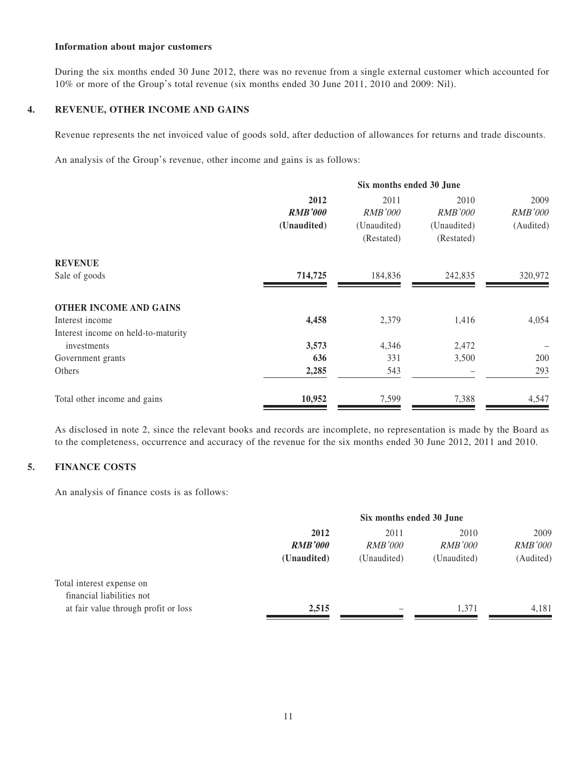**Information about major customers**

During the six months ended 30 June 2012, there was no revenue from a single external customer which accounted for 10% or more of the Group's total revenue (six months ended 30 June 2011, 2010 and 2009: Nil).

## 4. REVENUE, OTHER INCOME AND GAINS

Revenue represents the net invoiced value of goods sold, after deduction of allowances for returns and trade discounts.

An analysis of the Group's revenue, other income and gains is as follows:

| | Six months ended 30 June | | | |
|---|---|---|---|---|
| | **2012** | 2011 | 2010 | 2009 |
| | ***RMB'000*** | *RMB'000* | *RMB'000* | *RMB'000* |
| | **(Unaudited)** | (Unaudited) | (Unaudited) | (Audited) |
| | | (Restated) | (Restated) | |
| **REVENUE** | | | | |
| Sale of goods | **714,725** | 184,836 | 242,835 | 320,972 |
| **OTHER INCOME AND GAINS** | | | | |
| Interest income | **4,458** | 2,379 | 1,416 | 4,054 |
| Interest income on held-to-maturity investments | **3,573** | 4,346 | 2,472 | – |
| Government grants | **636** | 331 | 3,500 | 200 |
| Others | **2,285** | 543 | – | 293 |
| Total other income and gains | **10,952** | 7,599 | 7,388 | 4,547 |

As disclosed in note 2, since the relevant books and records are incomplete, no representation is made by the Board as to the completeness, occurrence and accuracy of the revenue for the six months ended 30 June 2012, 2011 and 2010.

## 5. FINANCE COSTS

An analysis of finance costs is as follows:

| | Six months ended 30 June | | | |
|---|---|---|---|---|
| | **2012** | 2011 | 2010 | 2009 |
| | ***RMB'000*** | *RMB'000* | *RMB'000* | *RMB'000* |
| | **(Unaudited)** | (Unaudited) | (Unaudited) | (Audited) |
| Total interest expense on financial liabilities not at fair value through profit or loss | **2,515** | – | 1,371 | 4,181 |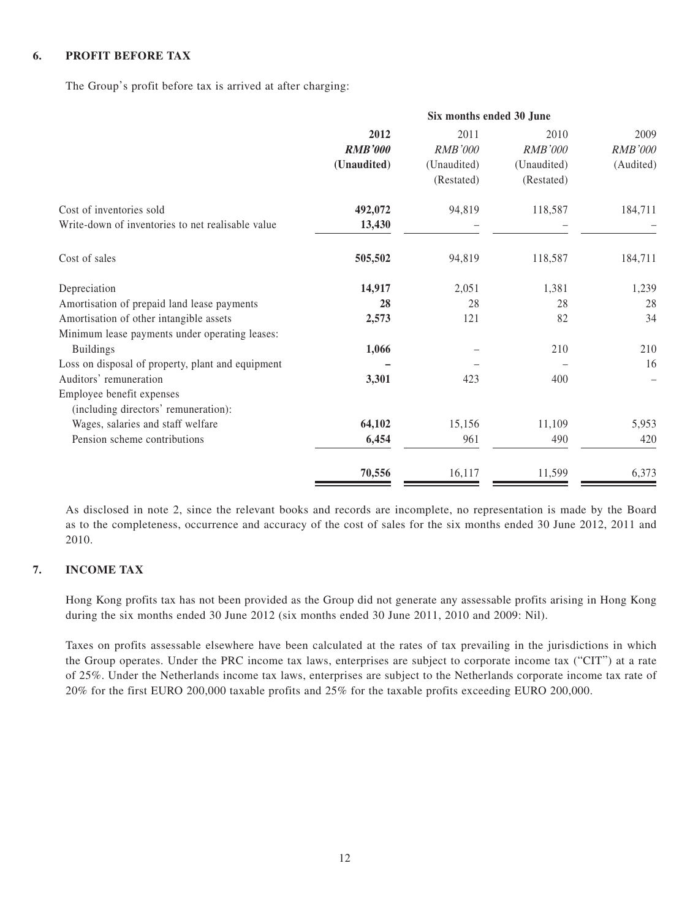## 6. PROFIT BEFORE TAX

The Group's profit before tax is arrived at after charging:

| | Six months ended 30 June | | | |
|---|---|---|---|---|
| | **2012** | 2011 | 2010 | 2009 |
| | ***RMB'000*** | *RMB'000* | *RMB'000* | *RMB'000* |
| | **(Unaudited)** | (Unaudited) | (Unaudited) | (Audited) |
| | | (Restated) | (Restated) | |
| Cost of inventories sold | **492,072** | 94,819 | 118,587 | 184,711 |
| Write-down of inventories to net realisable value | **13,430** | – | – | – |
| Cost of sales | **505,502** | 94,819 | 118,587 | 184,711 |
| Depreciation | **14,917** | 2,051 | 1,381 | 1,239 |
| Amortisation of prepaid land lease payments | **28** | 28 | 28 | 28 |
| Amortisation of other intangible assets | **2,573** | 121 | 82 | 34 |
| Minimum lease payments under operating leases: | | | | |
| Buildings | **1,066** | – | 210 | 210 |
| Loss on disposal of property, plant and equipment | **–** | – | – | 16 |
| Auditors' remuneration | **3,301** | 423 | 400 | – |
| Employee benefit expenses (including directors' remuneration): | | | | |
| Wages, salaries and staff welfare | **64,102** | 15,156 | 11,109 | 5,953 |
| Pension scheme contributions | **6,454** | 961 | 490 | 420 |
| | **70,556** | 16,117 | 11,599 | 6,373 |

As disclosed in note 2, since the relevant books and records are incomplete, no representation is made by the Board as to the completeness, occurrence and accuracy of the cost of sales for the six months ended 30 June 2012, 2011 and 2010.

## 7. INCOME TAX

Hong Kong profits tax has not been provided as the Group did not generate any assessable profits arising in Hong Kong during the six months ended 30 June 2012 (six months ended 30 June 2011, 2010 and 2009: Nil).

Taxes on profits assessable elsewhere have been calculated at the rates of tax prevailing in the jurisdictions in which the Group operates. Under the PRC income tax laws, enterprises are subject to corporate income tax ("CIT") at a rate of 25%. Under the Netherlands income tax laws, enterprises are subject to the Netherlands corporate income tax rate of 20% for the first EURO 200,000 taxable profits and 25% for the taxable profits exceeding EURO 200,000.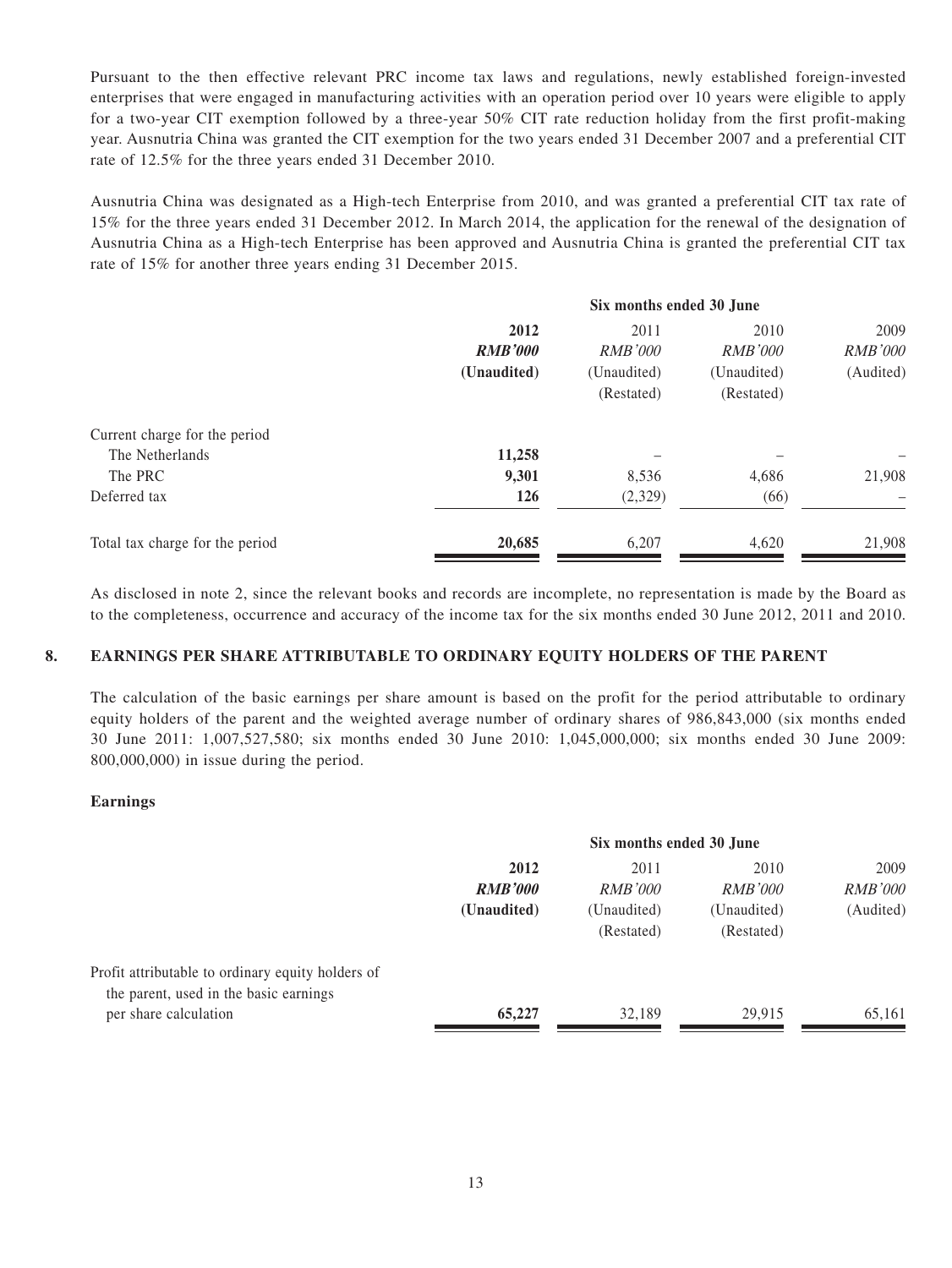Pursuant to the then effective relevant PRC income tax laws and regulations, newly established foreign-invested enterprises that were engaged in manufacturing activities with an operation period over 10 years were eligible to apply for a two-year CIT exemption followed by a three-year 50% CIT rate reduction holiday from the first profit-making year. Ausnutria China was granted the CIT exemption for the two years ended 31 December 2007 and a preferential CIT rate of 12.5% for the three years ended 31 December 2010.

Ausnutria China was designated as a High-tech Enterprise from 2010, and was granted a preferential CIT tax rate of 15% for the three years ended 31 December 2012. In March 2014, the application for the renewal of the designation of Ausnutria China as a High-tech Enterprise has been approved and Ausnutria China is granted the preferential CIT tax rate of 15% for another three years ending 31 December 2015.

| | Six months ended 30 June | | | |
|---|---|---|---|---|
| | **2012** | 2011 | 2010 | 2009 |
| | ***RMB'000*** | *RMB'000* | *RMB'000* | *RMB'000* |
| | **(Unaudited)** | (Unaudited) | (Unaudited) | (Audited) |
| | | (Restated) | (Restated) | |
| Current charge for the period | | | | |
| The Netherlands | **11,258** | – | – | – |
| The PRC | **9,301** | 8,536 | 4,686 | 21,908 |
| Deferred tax | **126** | (2,329) | (66) | – |
| Total tax charge for the period | **20,685** | 6,207 | 4,620 | 21,908 |

As disclosed in note 2, since the relevant books and records are incomplete, no representation is made by the Board as to the completeness, occurrence and accuracy of the income tax for the six months ended 30 June 2012, 2011 and 2010.

## 8. EARNINGS PER SHARE ATTRIBUTABLE TO ORDINARY EQUITY HOLDERS OF THE PARENT

The calculation of the basic earnings per share amount is based on the profit for the period attributable to ordinary equity holders of the parent and the weighted average number of ordinary shares of 986,843,000 (six months ended 30 June 2011: 1,007,527,580; six months ended 30 June 2010: 1,045,000,000; six months ended 30 June 2009: 800,000,000) in issue during the period.

**Earnings**

| | Six months ended 30 June | | | |
|---|---|---|---|---|
| | **2012** | 2011 | 2010 | 2009 |
| | ***RMB'000*** | *RMB'000* | *RMB'000* | *RMB'000* |
| | **(Unaudited)** | (Unaudited) | (Unaudited) | (Audited) |
| | | (Restated) | (Restated) | |
| Profit attributable to ordinary equity holders of the parent, used in the basic earnings per share calculation | **65,227** | 32,189 | 29,915 | 65,161 |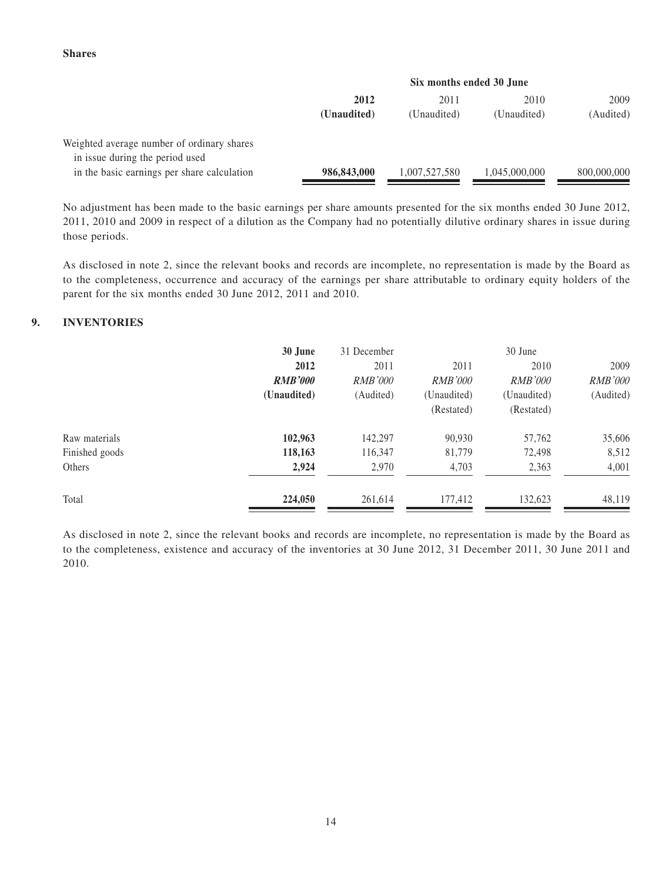**Shares**

| | Six months ended 30 June | | | |
|---|---|---|---|---|
| | **2012** | 2011 | 2010 | 2009 |
| | **(Unaudited)** | (Unaudited) | (Unaudited) | (Audited) |
| Weighted average number of ordinary shares in issue during the period used in the basic earnings per share calculation | **986,843,000** | 1,007,527,580 | 1,045,000,000 | 800,000,000 |

No adjustment has been made to the basic earnings per share amounts presented for the six months ended 30 June 2012, 2011, 2010 and 2009 in respect of a dilution as the Company had no potentially dilutive ordinary shares in issue during those periods.

As disclosed in note 2, since the relevant books and records are incomplete, no representation is made by the Board as to the completeness, occurrence and accuracy of the earnings per share attributable to ordinary equity holders of the parent for the six months ended 30 June 2012, 2011 and 2010.

## 9. INVENTORIES

| | **30 June** | 31 December | | 30 June | |
|---|---|---|---|---|---|
| | **2012** | 2011 | 2011 | 2010 | 2009 |
| | ***RMB'000*** | *RMB'000* | *RMB'000* | *RMB'000* | *RMB'000* |
| | **(Unaudited)** | (Audited) | (Unaudited) | (Unaudited) | (Audited) |
| | | | (Restated) | (Restated) | |
| Raw materials | **102,963** | 142,297 | 90,930 | 57,762 | 35,606 |
| Finished goods | **118,163** | 116,347 | 81,779 | 72,498 | 8,512 |
| Others | **2,924** | 2,970 | 4,703 | 2,363 | 4,001 |
| Total | **224,050** | 261,614 | 177,412 | 132,623 | 48,119 |

As disclosed in note 2, since the relevant books and records are incomplete, no representation is made by the Board as to the completeness, existence and accuracy of the inventories at 30 June 2012, 31 December 2011, 30 June 2011 and 2010.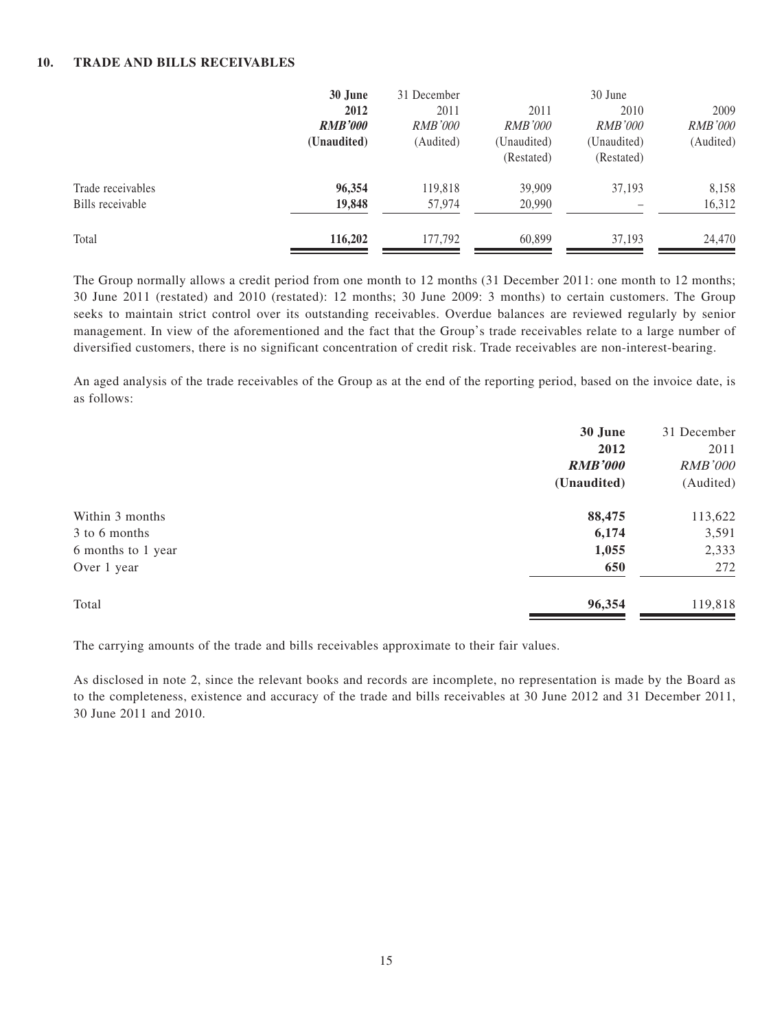## 10. TRADE AND BILLS RECEIVABLES

| | 30 June 2012 | 31 December 2011 | 30 June 2011 | 30 June 2010 | 30 June 2009 |
|---|---|---|---|---|---|
| | ***RMB'000*** | *RMB'000* | *RMB'000* | *RMB'000* | *RMB'000* |
| | **(Unaudited)** | (Audited) | (Unaudited) (Restated) | (Unaudited) (Restated) | (Audited) |
| Trade receivables | **96,354** | 119,818 | 39,909 | 37,193 | 8,158 |
| Bills receivable | **19,848** | 57,974 | 20,990 | – | 16,312 |
| Total | **116,202** | 177,792 | 60,899 | 37,193 | 24,470 |

The Group normally allows a credit period from one month to 12 months (31 December 2011: one month to 12 months; 30 June 2011 (restated) and 2010 (restated): 12 months; 30 June 2009: 3 months) to certain customers. The Group seeks to maintain strict control over its outstanding receivables. Overdue balances are reviewed regularly by senior management. In view of the aforementioned and the fact that the Group's trade receivables relate to a large number of diversified customers, there is no significant concentration of credit risk. Trade receivables are non-interest-bearing.

An aged analysis of the trade receivables of the Group as at the end of the reporting period, based on the invoice date, is as follows:

| | 30 June 2012 | 31 December 2011 |
|---|---|---|
| | ***RMB'000*** | *RMB'000* |
| | **(Unaudited)** | (Audited) |
| Within 3 months | **88,475** | 113,622 |
| 3 to 6 months | **6,174** | 3,591 |
| 6 months to 1 year | **1,055** | 2,333 |
| Over 1 year | **650** | 272 |
| Total | **96,354** | 119,818 |

The carrying amounts of the trade and bills receivables approximate to their fair values.

As disclosed in note 2, since the relevant books and records are incomplete, no representation is made by the Board as to the completeness, existence and accuracy of the trade and bills receivables at 30 June 2012 and 31 December 2011, 30 June 2011 and 2010.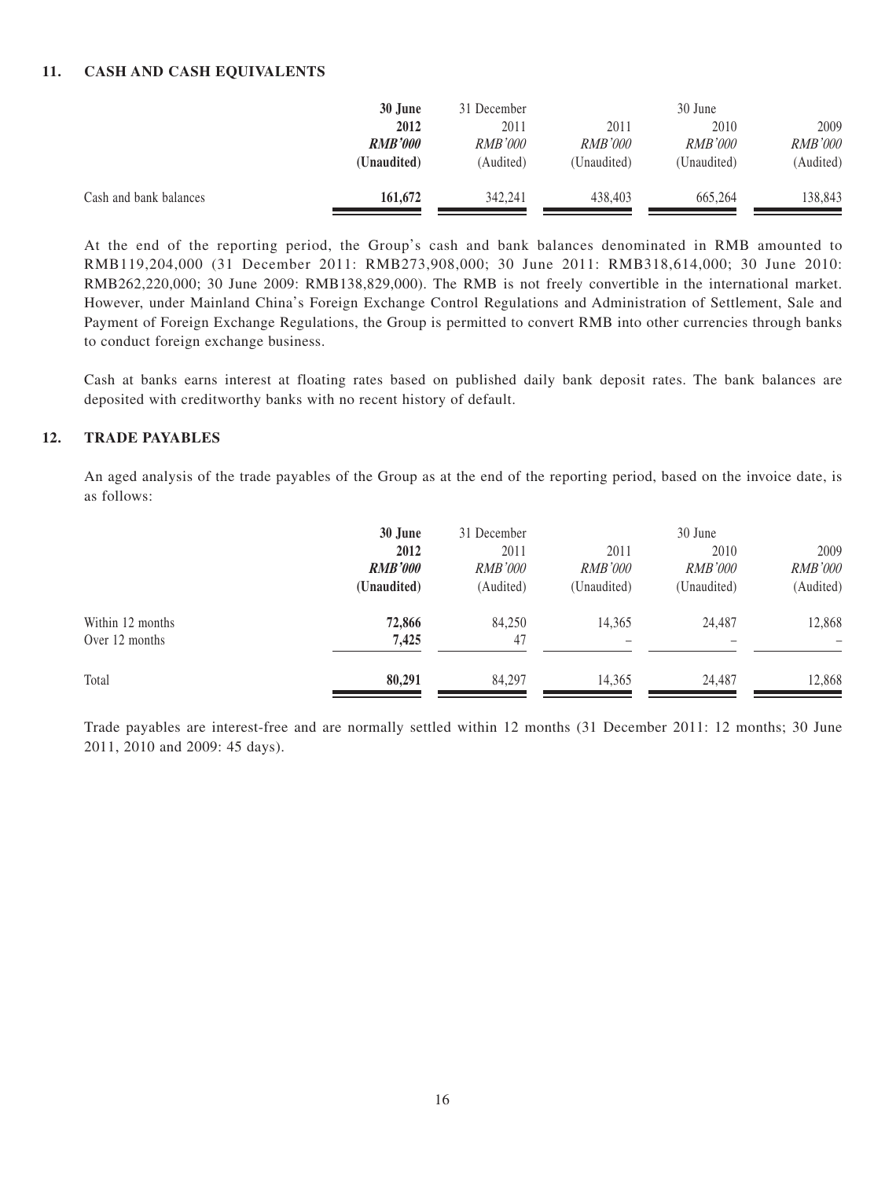### 11. CASH AND CASH EQUIVALENTS

| | 30 June | 31 December | 30 June | | |
|---|---|---|---|---|---|
| | **2012** | 2011 | 2011 | 2010 | 2009 |
| | ***RMB'000*** | *RMB'000* | *RMB'000* | *RMB'000* | *RMB'000* |
| | **(Unaudited)** | (Audited) | (Unaudited) | (Unaudited) | (Audited) |
| Cash and bank balances | **161,672** | 342,241 | 438,403 | 665,264 | 138,843 |

At the end of the reporting period, the Group's cash and bank balances denominated in RMB amounted to RMB119,204,000 (31 December 2011: RMB273,908,000; 30 June 2011: RMB318,614,000; 30 June 2010: RMB262,220,000; 30 June 2009: RMB138,829,000). The RMB is not freely convertible in the international market. However, under Mainland China's Foreign Exchange Control Regulations and Administration of Settlement, Sale and Payment of Foreign Exchange Regulations, the Group is permitted to convert RMB into other currencies through banks to conduct foreign exchange business.

Cash at banks earns interest at floating rates based on published daily bank deposit rates. The bank balances are deposited with creditworthy banks with no recent history of default.

### 12. TRADE PAYABLES

An aged analysis of the trade payables of the Group as at the end of the reporting period, based on the invoice date, is as follows:

| | 30 June | 31 December | 30 June | | |
|---|---|---|---|---|---|
| | **2012** | 2011 | 2011 | 2010 | 2009 |
| | ***RMB'000*** | *RMB'000* | *RMB'000* | *RMB'000* | *RMB'000* |
| | **(Unaudited)** | (Audited) | (Unaudited) | (Unaudited) | (Audited) |
| Within 12 months | **72,866** | 84,250 | 14,365 | 24,487 | 12,868 |
| Over 12 months | **7,425** | 47 | – | – | – |
| Total | **80,291** | 84,297 | 14,365 | 24,487 | 12,868 |

Trade payables are interest-free and are normally settled within 12 months (31 December 2011: 12 months; 30 June 2011, 2010 and 2009: 45 days).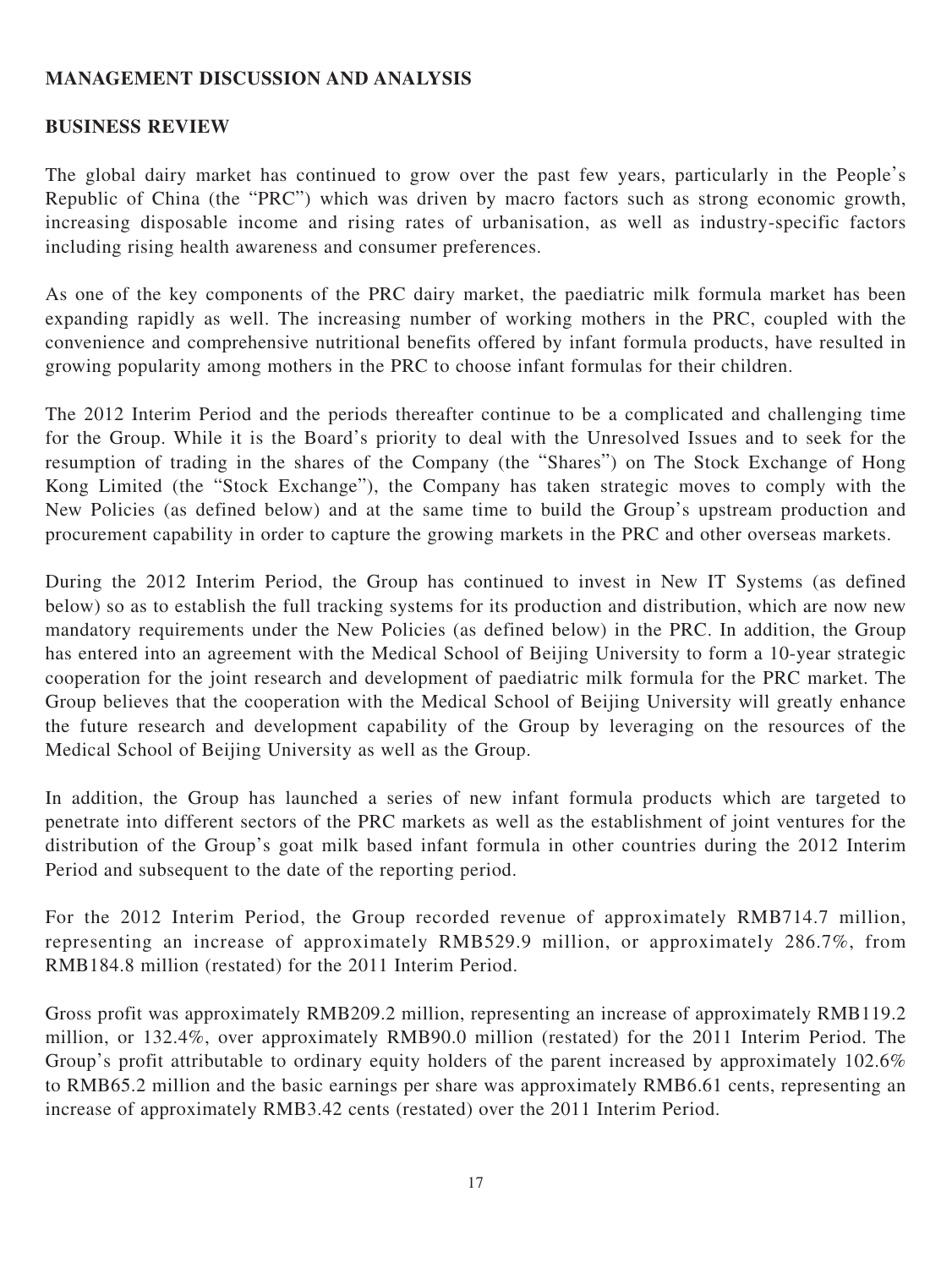## MANAGEMENT DISCUSSION AND ANALYSIS

### BUSINESS REVIEW

The global dairy market has continued to grow over the past few years, particularly in the People's Republic of China (the "PRC") which was driven by macro factors such as strong economic growth, increasing disposable income and rising rates of urbanisation, as well as industry-specific factors including rising health awareness and consumer preferences.

As one of the key components of the PRC dairy market, the paediatric milk formula market has been expanding rapidly as well. The increasing number of working mothers in the PRC, coupled with the convenience and comprehensive nutritional benefits offered by infant formula products, have resulted in growing popularity among mothers in the PRC to choose infant formulas for their children.

The 2012 Interim Period and the periods thereafter continue to be a complicated and challenging time for the Group. While it is the Board's priority to deal with the Unresolved Issues and to seek for the resumption of trading in the shares of the Company (the "Shares") on The Stock Exchange of Hong Kong Limited (the "Stock Exchange"), the Company has taken strategic moves to comply with the New Policies (as defined below) and at the same time to build the Group's upstream production and procurement capability in order to capture the growing markets in the PRC and other overseas markets.

During the 2012 Interim Period, the Group has continued to invest in New IT Systems (as defined below) so as to establish the full tracking systems for its production and distribution, which are now new mandatory requirements under the New Policies (as defined below) in the PRC. In addition, the Group has entered into an agreement with the Medical School of Beijing University to form a 10-year strategic cooperation for the joint research and development of paediatric milk formula for the PRC market. The Group believes that the cooperation with the Medical School of Beijing University will greatly enhance the future research and development capability of the Group by leveraging on the resources of the Medical School of Beijing University as well as the Group.

In addition, the Group has launched a series of new infant formula products which are targeted to penetrate into different sectors of the PRC markets as well as the establishment of joint ventures for the distribution of the Group's goat milk based infant formula in other countries during the 2012 Interim Period and subsequent to the date of the reporting period.

For the 2012 Interim Period, the Group recorded revenue of approximately RMB714.7 million, representing an increase of approximately RMB529.9 million, or approximately 286.7%, from RMB184.8 million (restated) for the 2011 Interim Period.

Gross profit was approximately RMB209.2 million, representing an increase of approximately RMB119.2 million, or 132.4%, over approximately RMB90.0 million (restated) for the 2011 Interim Period. The Group's profit attributable to ordinary equity holders of the parent increased by approximately 102.6% to RMB65.2 million and the basic earnings per share was approximately RMB6.61 cents, representing an increase of approximately RMB3.42 cents (restated) over the 2011 Interim Period.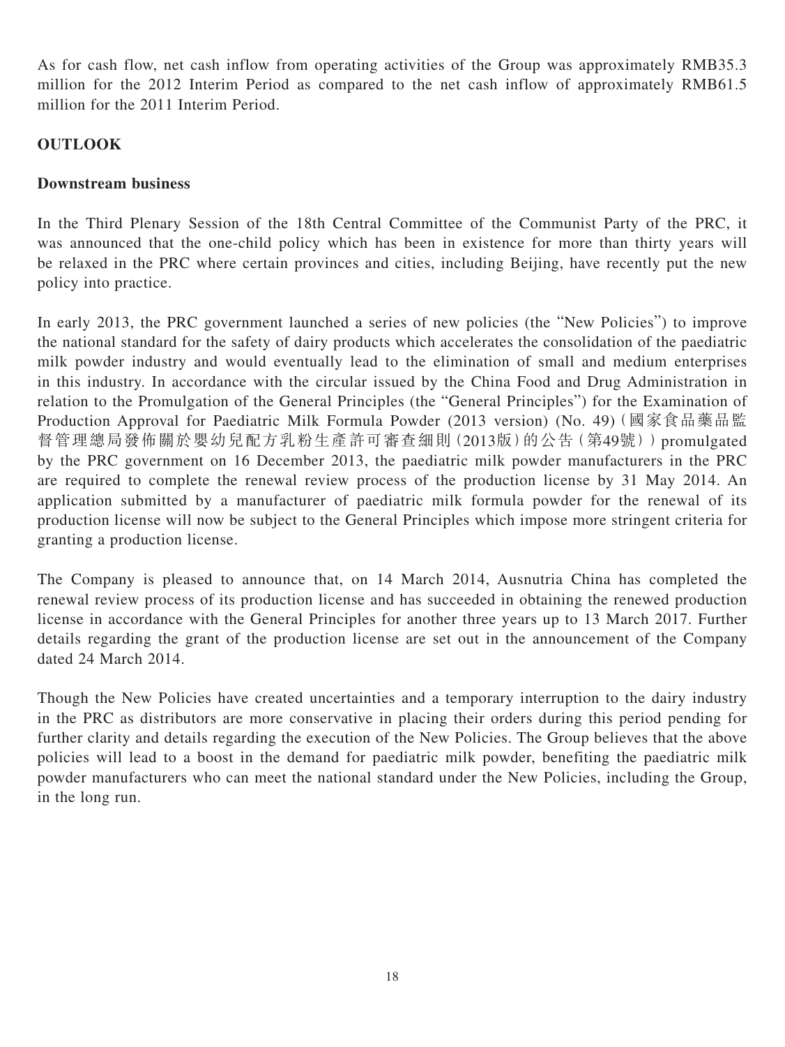As for cash flow, net cash inflow from operating activities of the Group was approximately RMB35.3 million for the 2012 Interim Period as compared to the net cash inflow of approximately RMB61.5 million for the 2011 Interim Period.

## OUTLOOK

### Downstream business

In the Third Plenary Session of the 18th Central Committee of the Communist Party of the PRC, it was announced that the one-child policy which has been in existence for more than thirty years will be relaxed in the PRC where certain provinces and cities, including Beijing, have recently put the new policy into practice.

In early 2013, the PRC government launched a series of new policies (the "New Policies") to improve the national standard for the safety of dairy products which accelerates the consolidation of the paediatric milk powder industry and would eventually lead to the elimination of small and medium enterprises in this industry. In accordance with the circular issued by the China Food and Drug Administration in relation to the Promulgation of the General Principles (the "General Principles") for the Examination of Production Approval for Paediatric Milk Formula Powder (2013 version) (No. 49)（國家食品藥品監督管理總局發佈關於嬰幼兒配方乳粉生產許可審查細則（2013版）的公告（第49號））promulgated by the PRC government on 16 December 2013, the paediatric milk powder manufacturers in the PRC are required to complete the renewal review process of the production license by 31 May 2014. An application submitted by a manufacturer of paediatric milk formula powder for the renewal of its production license will now be subject to the General Principles which impose more stringent criteria for granting a production license.

The Company is pleased to announce that, on 14 March 2014, Ausnutria China has completed the renewal review process of its production license and has succeeded in obtaining the renewed production license in accordance with the General Principles for another three years up to 13 March 2017. Further details regarding the grant of the production license are set out in the announcement of the Company dated 24 March 2014.

Though the New Policies have created uncertainties and a temporary interruption to the dairy industry in the PRC as distributors are more conservative in placing their orders during this period pending for further clarity and details regarding the execution of the New Policies. The Group believes that the above policies will lead to a boost in the demand for paediatric milk powder, benefiting the paediatric milk powder manufacturers who can meet the national standard under the New Policies, including the Group, in the long run.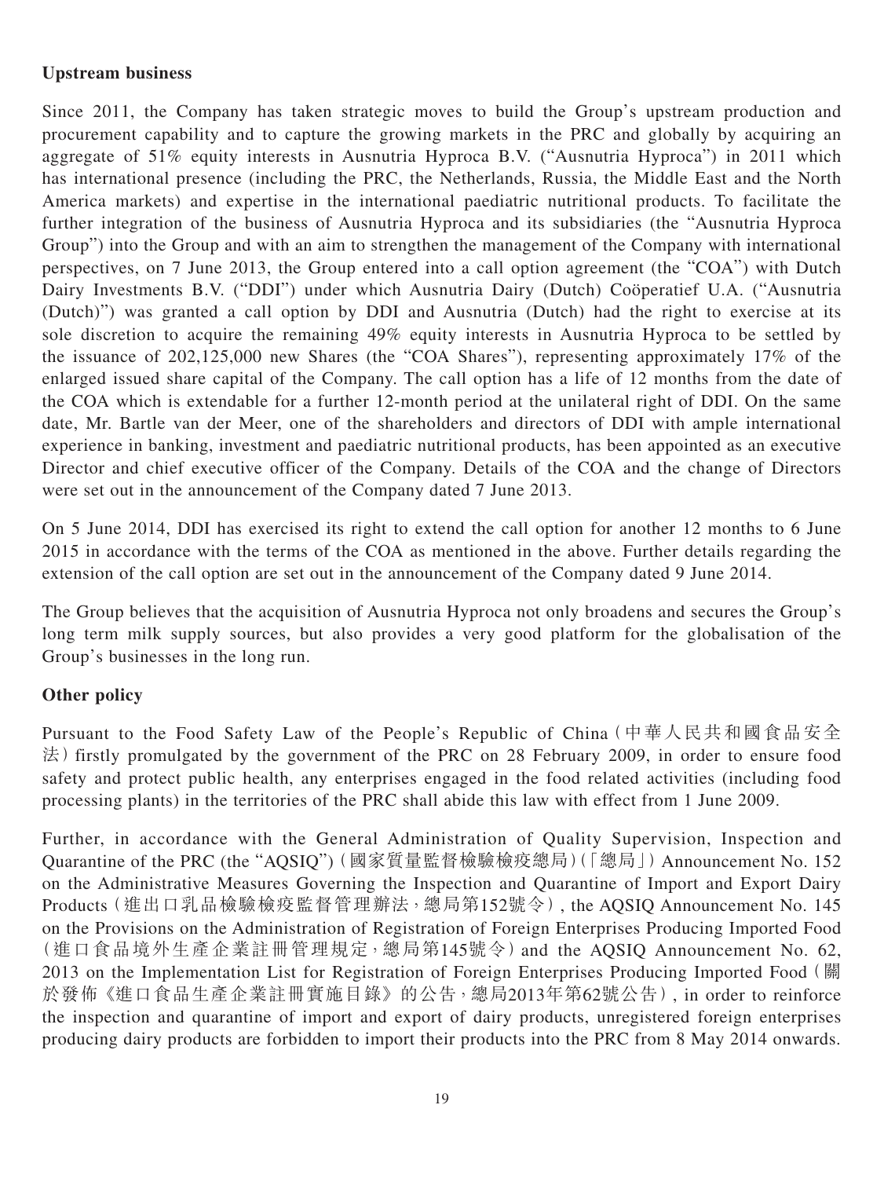**Upstream business**

Since 2011, the Company has taken strategic moves to build the Group's upstream production and procurement capability and to capture the growing markets in the PRC and globally by acquiring an aggregate of 51% equity interests in Ausnutria Hyproca B.V. ("Ausnutria Hyproca") in 2011 which has international presence (including the PRC, the Netherlands, Russia, the Middle East and the North America markets) and expertise in the international paediatric nutritional products. To facilitate the further integration of the business of Ausnutria Hyproca and its subsidiaries (the "Ausnutria Hyproca Group") into the Group and with an aim to strengthen the management of the Company with international perspectives, on 7 June 2013, the Group entered into a call option agreement (the "COA") with Dutch Dairy Investments B.V. ("DDI") under which Ausnutria Dairy (Dutch) Coöperatief U.A. ("Ausnutria (Dutch)") was granted a call option by DDI and Ausnutria (Dutch) had the right to exercise at its sole discretion to acquire the remaining 49% equity interests in Ausnutria Hyproca to be settled by the issuance of 202,125,000 new Shares (the "COA Shares"), representing approximately 17% of the enlarged issued share capital of the Company. The call option has a life of 12 months from the date of the COA which is extendable for a further 12-month period at the unilateral right of DDI. On the same date, Mr. Bartle van der Meer, one of the shareholders and directors of DDI with ample international experience in banking, investment and paediatric nutritional products, has been appointed as an executive Director and chief executive officer of the Company. Details of the COA and the change of Directors were set out in the announcement of the Company dated 7 June 2013.

On 5 June 2014, DDI has exercised its right to extend the call option for another 12 months to 6 June 2015 in accordance with the terms of the COA as mentioned in the above. Further details regarding the extension of the call option are set out in the announcement of the Company dated 9 June 2014.

The Group believes that the acquisition of Ausnutria Hyproca not only broadens and secures the Group's long term milk supply sources, but also provides a very good platform for the globalisation of the Group's businesses in the long run.

**Other policy**

Pursuant to the Food Safety Law of the People's Republic of China（中華人民共和國食品安全法）firstly promulgated by the government of the PRC on 28 February 2009, in order to ensure food safety and protect public health, any enterprises engaged in the food related activities (including food processing plants) in the territories of the PRC shall abide this law with effect from 1 June 2009.

Further, in accordance with the General Administration of Quality Supervision, Inspection and Quarantine of the PRC (the "AQSIQ")（國家質量監督檢驗檢疫總局）（「總局」）Announcement No. 152 on the Administrative Measures Governing the Inspection and Quarantine of Import and Export Dairy Products（進出口乳品檢驗檢疫監督管理辦法，總局第152號令）, the AQSIQ Announcement No. 145 on the Provisions on the Administration of Registration of Foreign Enterprises Producing Imported Food（進口食品境外生產企業註冊管理規定，總局第145號令）and the AQSIQ Announcement No. 62, 2013 on the Implementation List for Registration of Foreign Enterprises Producing Imported Food（關於發佈《進口食品生產企業註冊實施目錄》的公告，總局2013年第62號公告）, in order to reinforce the inspection and quarantine of import and export of dairy products, unregistered foreign enterprises producing dairy products are forbidden to import their products into the PRC from 8 May 2014 onwards.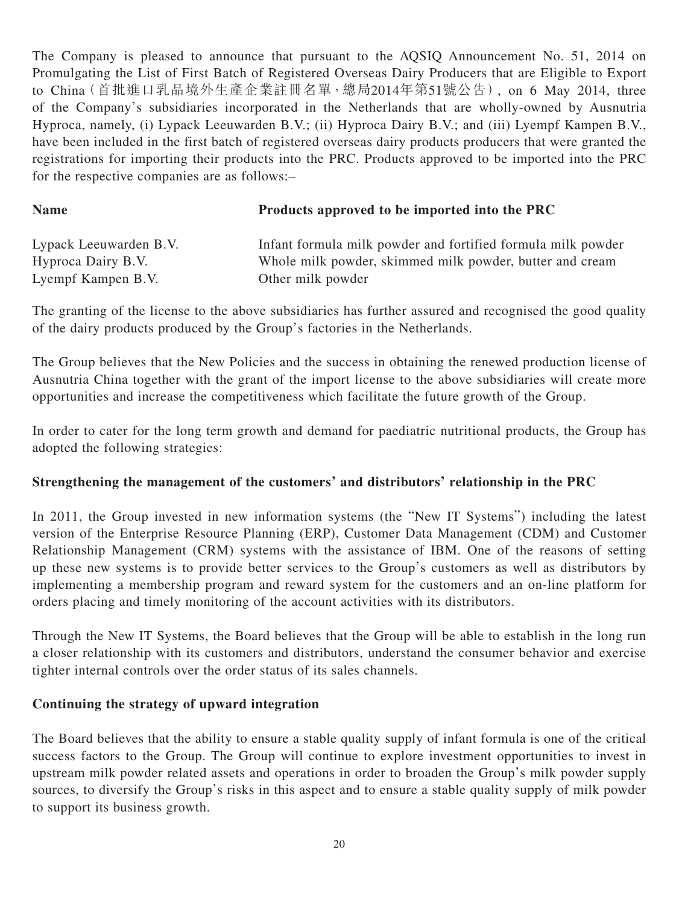The Company is pleased to announce that pursuant to the AQSIQ Announcement No. 51, 2014 on Promulgating the List of First Batch of Registered Overseas Dairy Producers that are Eligible to Export to China (首批進口乳品境外生產企業註冊名單，總局2014年第51號公告), on 6 May 2014, three of the Company's subsidiaries incorporated in the Netherlands that are wholly-owned by Ausnutria Hyproca, namely, (i) Lypack Leeuwarden B.V.; (ii) Hyproca Dairy B.V.; and (iii) Lyempf Kampen B.V., have been included in the first batch of registered overseas dairy products producers that were granted the registrations for importing their products into the PRC. Products approved to be imported into the PRC for the respective companies are as follows:–

| Name | Products approved to be imported into the PRC |
|---|---|
| Lypack Leeuwarden B.V. | Infant formula milk powder and fortified formula milk powder |
| Hyproca Dairy B.V. | Whole milk powder, skimmed milk powder, butter and cream |
| Lyempf Kampen B.V. | Other milk powder |

The granting of the license to the above subsidiaries has further assured and recognised the good quality of the dairy products produced by the Group's factories in the Netherlands.

The Group believes that the New Policies and the success in obtaining the renewed production license of Ausnutria China together with the grant of the import license to the above subsidiaries will create more opportunities and increase the competitiveness which facilitate the future growth of the Group.

In order to cater for the long term growth and demand for paediatric nutritional products, the Group has adopted the following strategies:

**Strengthening the management of the customers' and distributors' relationship in the PRC**

In 2011, the Group invested in new information systems (the "New IT Systems") including the latest version of the Enterprise Resource Planning (ERP), Customer Data Management (CDM) and Customer Relationship Management (CRM) systems with the assistance of IBM. One of the reasons of setting up these new systems is to provide better services to the Group's customers as well as distributors by implementing a membership program and reward system for the customers and an on-line platform for orders placing and timely monitoring of the account activities with its distributors.

Through the New IT Systems, the Board believes that the Group will be able to establish in the long run a closer relationship with its customers and distributors, understand the consumer behavior and exercise tighter internal controls over the order status of its sales channels.

**Continuing the strategy of upward integration**

The Board believes that the ability to ensure a stable quality supply of infant formula is one of the critical success factors to the Group. The Group will continue to explore investment opportunities to invest in upstream milk powder related assets and operations in order to broaden the Group's milk powder supply sources, to diversify the Group's risks in this aspect and to ensure a stable quality supply of milk powder to support its business growth.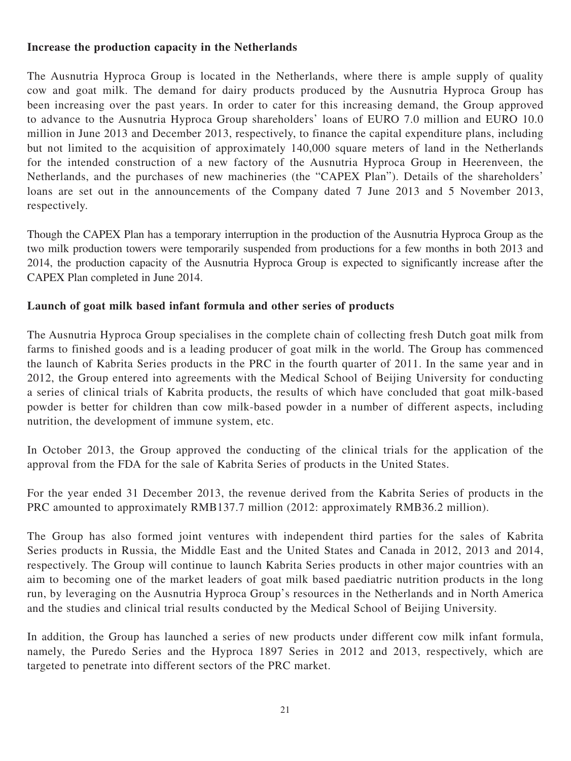**Increase the production capacity in the Netherlands**

The Ausnutria Hyproca Group is located in the Netherlands, where there is ample supply of quality cow and goat milk. The demand for dairy products produced by the Ausnutria Hyproca Group has been increasing over the past years. In order to cater for this increasing demand, the Group approved to advance to the Ausnutria Hyproca Group shareholders' loans of EURO 7.0 million and EURO 10.0 million in June 2013 and December 2013, respectively, to finance the capital expenditure plans, including but not limited to the acquisition of approximately 140,000 square meters of land in the Netherlands for the intended construction of a new factory of the Ausnutria Hyproca Group in Heerenveen, the Netherlands, and the purchases of new machineries (the "CAPEX Plan"). Details of the shareholders' loans are set out in the announcements of the Company dated 7 June 2013 and 5 November 2013, respectively.

Though the CAPEX Plan has a temporary interruption in the production of the Ausnutria Hyproca Group as the two milk production towers were temporarily suspended from productions for a few months in both 2013 and 2014, the production capacity of the Ausnutria Hyproca Group is expected to significantly increase after the CAPEX Plan completed in June 2014.

**Launch of goat milk based infant formula and other series of products**

The Ausnutria Hyproca Group specialises in the complete chain of collecting fresh Dutch goat milk from farms to finished goods and is a leading producer of goat milk in the world. The Group has commenced the launch of Kabrita Series products in the PRC in the fourth quarter of 2011. In the same year and in 2012, the Group entered into agreements with the Medical School of Beijing University for conducting a series of clinical trials of Kabrita products, the results of which have concluded that goat milk-based powder is better for children than cow milk-based powder in a number of different aspects, including nutrition, the development of immune system, etc.

In October 2013, the Group approved the conducting of the clinical trials for the application of the approval from the FDA for the sale of Kabrita Series of products in the United States.

For the year ended 31 December 2013, the revenue derived from the Kabrita Series of products in the PRC amounted to approximately RMB137.7 million (2012: approximately RMB36.2 million).

The Group has also formed joint ventures with independent third parties for the sales of Kabrita Series products in Russia, the Middle East and the United States and Canada in 2012, 2013 and 2014, respectively. The Group will continue to launch Kabrita Series products in other major countries with an aim to becoming one of the market leaders of goat milk based paediatric nutrition products in the long run, by leveraging on the Ausnutria Hyproca Group's resources in the Netherlands and in North America and the studies and clinical trial results conducted by the Medical School of Beijing University.

In addition, the Group has launched a series of new products under different cow milk infant formula, namely, the Puredo Series and the Hyproca 1897 Series in 2012 and 2013, respectively, which are targeted to penetrate into different sectors of the PRC market.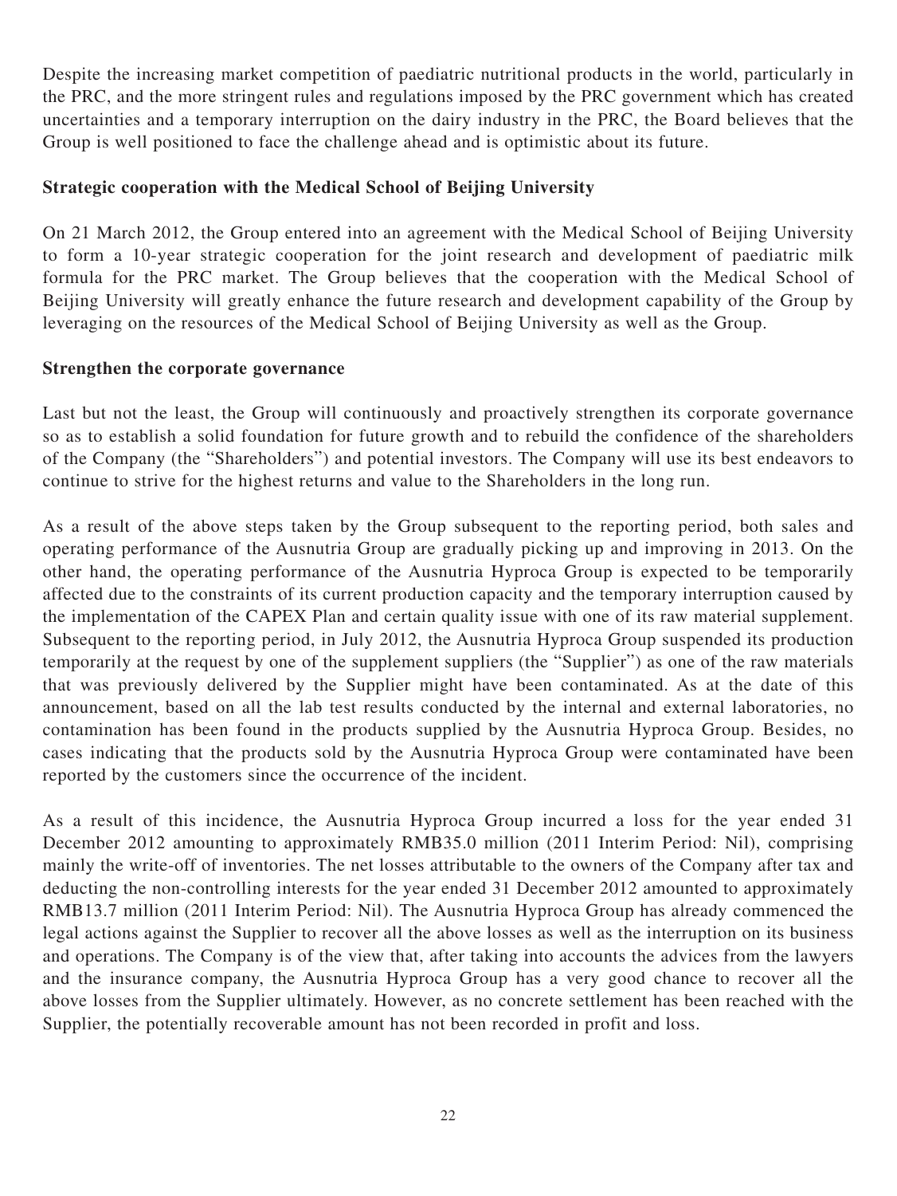Despite the increasing market competition of paediatric nutritional products in the world, particularly in the PRC, and the more stringent rules and regulations imposed by the PRC government which has created uncertainties and a temporary interruption on the dairy industry in the PRC, the Board believes that the Group is well positioned to face the challenge ahead and is optimistic about its future.

**Strategic cooperation with the Medical School of Beijing University**

On 21 March 2012, the Group entered into an agreement with the Medical School of Beijing University to form a 10-year strategic cooperation for the joint research and development of paediatric milk formula for the PRC market. The Group believes that the cooperation with the Medical School of Beijing University will greatly enhance the future research and development capability of the Group by leveraging on the resources of the Medical School of Beijing University as well as the Group.

**Strengthen the corporate governance**

Last but not the least, the Group will continuously and proactively strengthen its corporate governance so as to establish a solid foundation for future growth and to rebuild the confidence of the shareholders of the Company (the "Shareholders") and potential investors. The Company will use its best endeavors to continue to strive for the highest returns and value to the Shareholders in the long run.

As a result of the above steps taken by the Group subsequent to the reporting period, both sales and operating performance of the Ausnutria Group are gradually picking up and improving in 2013. On the other hand, the operating performance of the Ausnutria Hyproca Group is expected to be temporarily affected due to the constraints of its current production capacity and the temporary interruption caused by the implementation of the CAPEX Plan and certain quality issue with one of its raw material supplement. Subsequent to the reporting period, in July 2012, the Ausnutria Hyproca Group suspended its production temporarily at the request by one of the supplement suppliers (the "Supplier") as one of the raw materials that was previously delivered by the Supplier might have been contaminated. As at the date of this announcement, based on all the lab test results conducted by the internal and external laboratories, no contamination has been found in the products supplied by the Ausnutria Hyproca Group. Besides, no cases indicating that the products sold by the Ausnutria Hyproca Group were contaminated have been reported by the customers since the occurrence of the incident.

As a result of this incidence, the Ausnutria Hyproca Group incurred a loss for the year ended 31 December 2012 amounting to approximately RMB35.0 million (2011 Interim Period: Nil), comprising mainly the write-off of inventories. The net losses attributable to the owners of the Company after tax and deducting the non-controlling interests for the year ended 31 December 2012 amounted to approximately RMB13.7 million (2011 Interim Period: Nil). The Ausnutria Hyproca Group has already commenced the legal actions against the Supplier to recover all the above losses as well as the interruption on its business and operations. The Company is of the view that, after taking into accounts the advices from the lawyers and the insurance company, the Ausnutria Hyproca Group has a very good chance to recover all the above losses from the Supplier ultimately. However, as no concrete settlement has been reached with the Supplier, the potentially recoverable amount has not been recorded in profit and loss.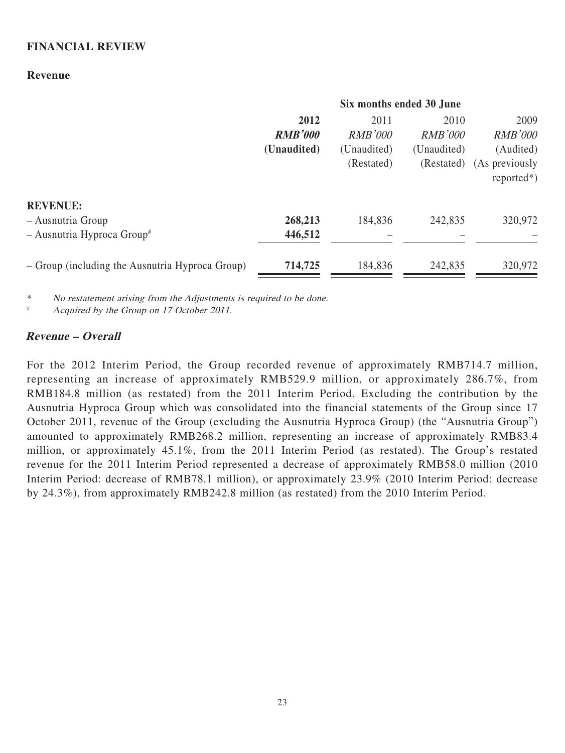## FINANCIAL REVIEW

### Revenue

| | Six months ended 30 June | | | |
|---|---|---|---|---|
| | **2012** | 2011 | 2010 | 2009 |
| | ***RMB'000*** | *RMB'000* | *RMB'000* | *RMB'000* |
| | **(Unaudited)** | (Unaudited) | (Unaudited) | (Audited) |
| | | (Restated) | (Restated) | (As previously reported*) |
| **REVENUE:** | | | | |
| – Ausnutria Group | **268,213** | 184,836 | 242,835 | 320,972 |
| – Ausnutria Hyproca Group# | **446,512** | – | – | – |
| – Group (including the Ausnutria Hyproca Group) | **714,725** | 184,836 | 242,835 | 320,972 |

\* *No restatement arising from the Adjustments is required to be done.*

\# *Acquired by the Group on 17 October 2011.*

### *Revenue – Overall*

For the 2012 Interim Period, the Group recorded revenue of approximately RMB714.7 million, representing an increase of approximately RMB529.9 million, or approximately 286.7%, from RMB184.8 million (as restated) from the 2011 Interim Period. Excluding the contribution by the Ausnutria Hyproca Group which was consolidated into the financial statements of the Group since 17 October 2011, revenue of the Group (excluding the Ausnutria Hyproca Group) (the "Ausnutria Group") amounted to approximately RMB268.2 million, representing an increase of approximately RMB83.4 million, or approximately 45.1%, from the 2011 Interim Period (as restated). The Group's restated revenue for the 2011 Interim Period represented a decrease of approximately RMB58.0 million (2010 Interim Period: decrease of RMB78.1 million), or approximately 23.9% (2010 Interim Period: decrease by 24.3%), from approximately RMB242.8 million (as restated) from the 2010 Interim Period.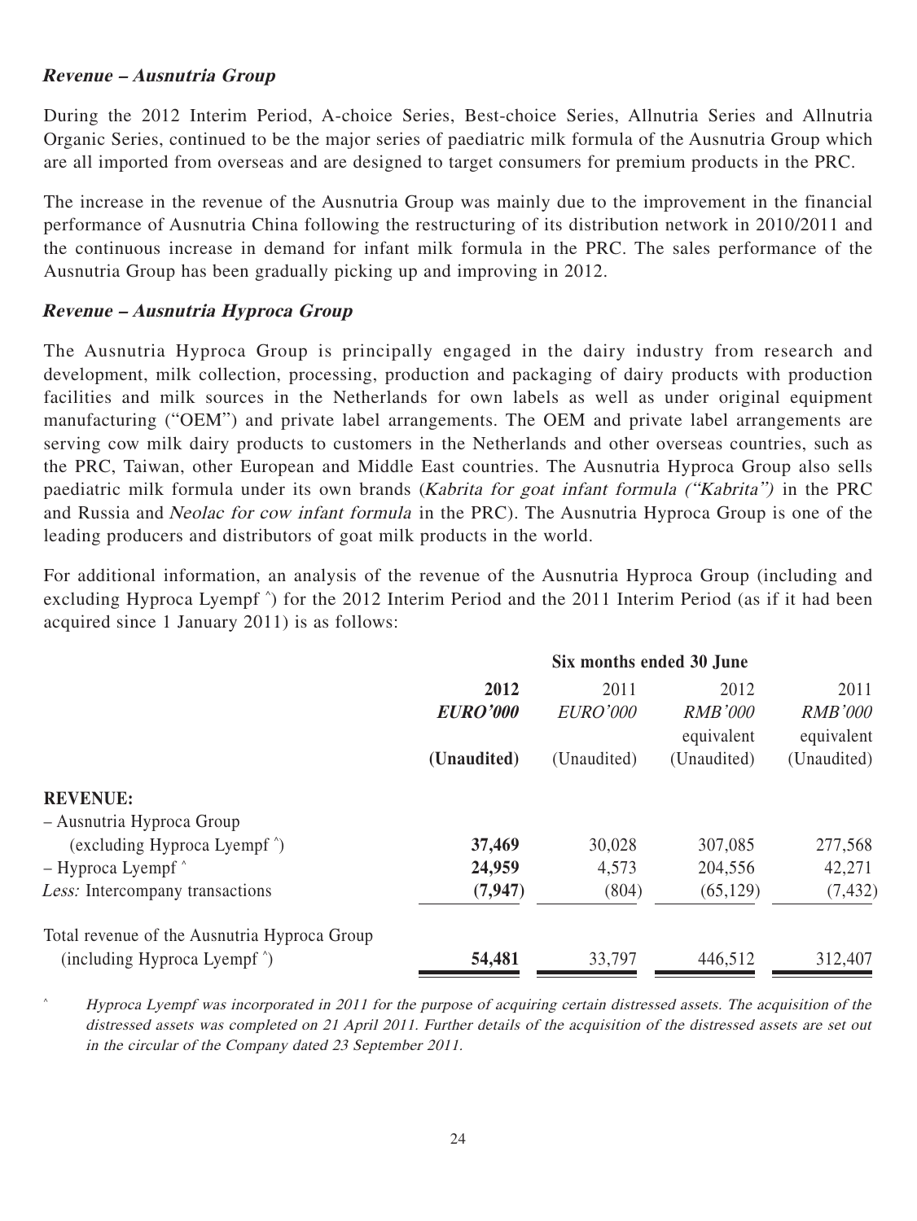***Revenue – Ausnutria Group***

During the 2012 Interim Period, A-choice Series, Best-choice Series, Allnutria Series and Allnutria Organic Series, continued to be the major series of paediatric milk formula of the Ausnutria Group which are all imported from overseas and are designed to target consumers for premium products in the PRC.

The increase in the revenue of the Ausnutria Group was mainly due to the improvement in the financial performance of Ausnutria China following the restructuring of its distribution network in 2010/2011 and the continuous increase in demand for infant milk formula in the PRC. The sales performance of the Ausnutria Group has been gradually picking up and improving in 2012.

***Revenue – Ausnutria Hyproca Group***

The Ausnutria Hyproca Group is principally engaged in the dairy industry from research and development, milk collection, processing, production and packaging of dairy products with production facilities and milk sources in the Netherlands for own labels as well as under original equipment manufacturing ("OEM") and private label arrangements. The OEM and private label arrangements are serving cow milk dairy products to customers in the Netherlands and other overseas countries, such as the PRC, Taiwan, other European and Middle East countries. The Ausnutria Hyproca Group also sells paediatric milk formula under its own brands (*Kabrita for goat infant formula ("Kabrita")* in the PRC and Russia and *Neolac for cow infant formula* in the PRC). The Ausnutria Hyproca Group is one of the leading producers and distributors of goat milk products in the world.

For additional information, an analysis of the revenue of the Ausnutria Hyproca Group (including and excluding Hyproca Lyempf ^) for the 2012 Interim Period and the 2011 Interim Period (as if it had been acquired since 1 January 2011) is as follows:

| | Six months ended 30 June | | | |
|---|---|---|---|---|
| | **2012** | 2011 | 2012 | 2011 |
| | ***EURO'000*** | *EURO'000* | *RMB'000* equivalent | *RMB'000* equivalent |
| | **(Unaudited)** | (Unaudited) | (Unaudited) | (Unaudited) |
| **REVENUE:** | | | | |
| – Ausnutria Hyproca Group (excluding Hyproca Lyempf ^) | **37,469** | 30,028 | 307,085 | 277,568 |
| – Hyproca Lyempf ^ | **24,959** | 4,573 | 204,556 | 42,271 |
| *Less:* Intercompany transactions | **(7,947)** | (804) | (65,129) | (7,432) |
| Total revenue of the Ausnutria Hyproca Group (including Hyproca Lyempf ^) | **54,481** | 33,797 | 446,512 | 312,407 |

^ *Hyproca Lyempf was incorporated in 2011 for the purpose of acquiring certain distressed assets. The acquisition of the distressed assets was completed on 21 April 2011. Further details of the acquisition of the distressed assets are set out in the circular of the Company dated 23 September 2011.*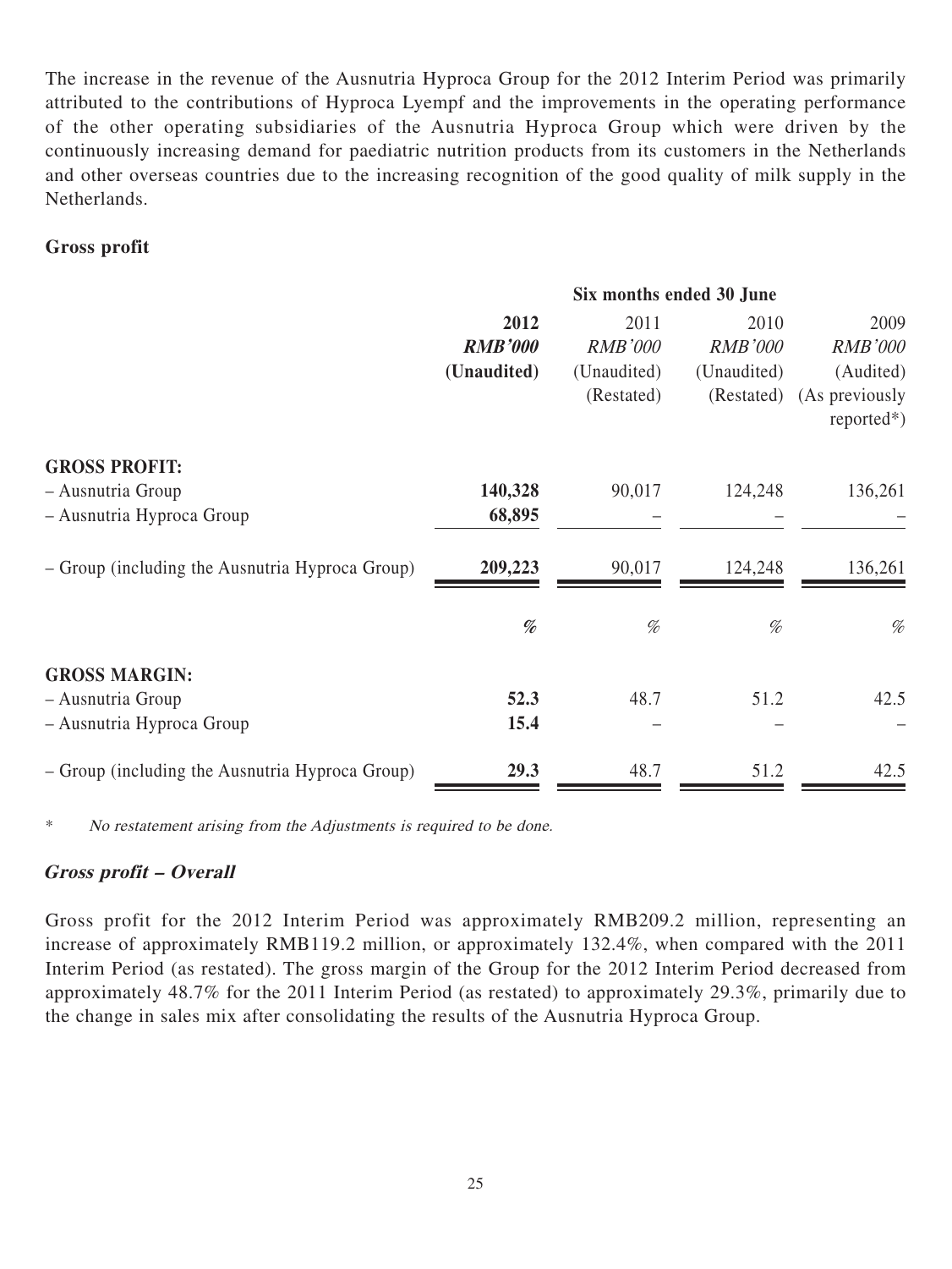The increase in the revenue of the Ausnutria Hyproca Group for the 2012 Interim Period was primarily attributed to the contributions of Hyproca Lyempf and the improvements in the operating performance of the other operating subsidiaries of the Ausnutria Hyproca Group which were driven by the continuously increasing demand for paediatric nutrition products from its customers in the Netherlands and other overseas countries due to the increasing recognition of the good quality of milk supply in the Netherlands.

**Gross profit**

| | Six months ended 30 June | | | |
|---|---|---|---|---|
| | **2012** | 2011 | 2010 | 2009 |
| | ***RMB'000*** | *RMB'000* | *RMB'000* | *RMB'000* |
| | **(Unaudited)** | (Unaudited) | (Unaudited) | (Audited) |
| | | (Restated) | (Restated) | (As previously reported*) |
| **GROSS PROFIT:** | | | | |
| – Ausnutria Group | **140,328** | 90,017 | 124,248 | 136,261 |
| – Ausnutria Hyproca Group | **68,895** | – | – | – |
| – Group (including the Ausnutria Hyproca Group) | **209,223** | 90,017 | 124,248 | 136,261 |
| | ***%*** | *%* | *%* | *%* |
| **GROSS MARGIN:** | | | | |
| – Ausnutria Group | **52.3** | 48.7 | 51.2 | 42.5 |
| – Ausnutria Hyproca Group | **15.4** | – | – | – |
| – Group (including the Ausnutria Hyproca Group) | **29.3** | 48.7 | 51.2 | 42.5 |

\* *No restatement arising from the Adjustments is required to be done.*

***Gross profit – Overall***

Gross profit for the 2012 Interim Period was approximately RMB209.2 million, representing an increase of approximately RMB119.2 million, or approximately 132.4%, when compared with the 2011 Interim Period (as restated). The gross margin of the Group for the 2012 Interim Period decreased from approximately 48.7% for the 2011 Interim Period (as restated) to approximately 29.3%, primarily due to the change in sales mix after consolidating the results of the Ausnutria Hyproca Group.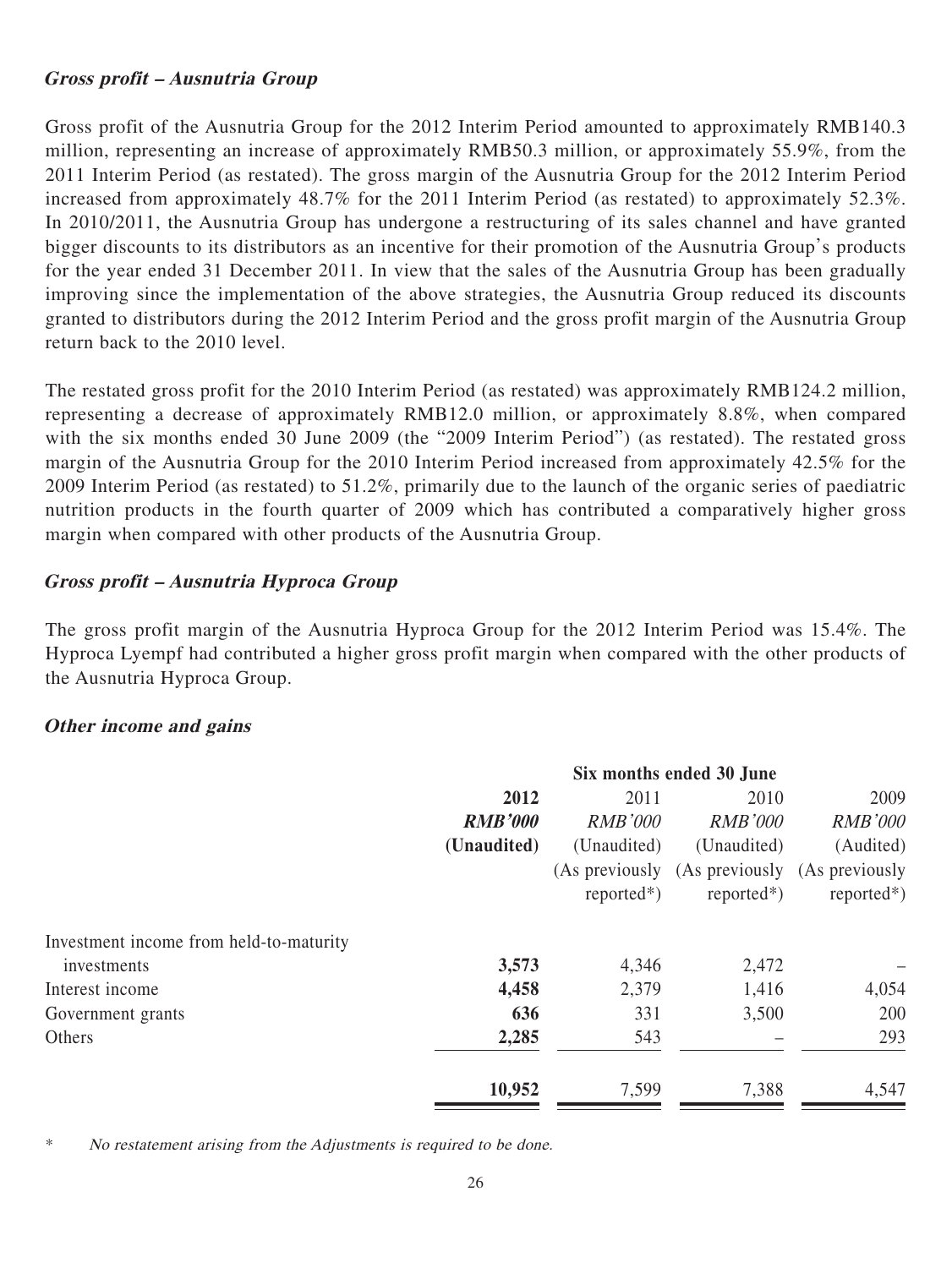***Gross profit – Ausnutria Group***

Gross profit of the Ausnutria Group for the 2012 Interim Period amounted to approximately RMB140.3 million, representing an increase of approximately RMB50.3 million, or approximately 55.9%, from the 2011 Interim Period (as restated). The gross margin of the Ausnutria Group for the 2012 Interim Period increased from approximately 48.7% for the 2011 Interim Period (as restated) to approximately 52.3%. In 2010/2011, the Ausnutria Group has undergone a restructuring of its sales channel and have granted bigger discounts to its distributors as an incentive for their promotion of the Ausnutria Group's products for the year ended 31 December 2011. In view that the sales of the Ausnutria Group has been gradually improving since the implementation of the above strategies, the Ausnutria Group reduced its discounts granted to distributors during the 2012 Interim Period and the gross profit margin of the Ausnutria Group return back to the 2010 level.

The restated gross profit for the 2010 Interim Period (as restated) was approximately RMB124.2 million, representing a decrease of approximately RMB12.0 million, or approximately 8.8%, when compared with the six months ended 30 June 2009 (the "2009 Interim Period") (as restated). The restated gross margin of the Ausnutria Group for the 2010 Interim Period increased from approximately 42.5% for the 2009 Interim Period (as restated) to 51.2%, primarily due to the launch of the organic series of paediatric nutrition products in the fourth quarter of 2009 which has contributed a comparatively higher gross margin when compared with other products of the Ausnutria Group.

***Gross profit – Ausnutria Hyproca Group***

The gross profit margin of the Ausnutria Hyproca Group for the 2012 Interim Period was 15.4%. The Hyproca Lyempf had contributed a higher gross profit margin when compared with the other products of the Ausnutria Hyproca Group.

***Other income and gains***

| | Six months ended 30 June | | | |
|---|---|---|---|---|
| | **2012** | 2011 | 2010 | 2009 |
| | ***RMB'000*** | *RMB'000* | *RMB'000* | *RMB'000* |
| | **(Unaudited)** | (Unaudited) | (Unaudited) | (Audited) |
| | | (As previously reported*) | (As previously reported*) | (As previously reported*) |
| Investment income from held-to-maturity investments | **3,573** | 4,346 | 2,472 | – |
| Interest income | **4,458** | 2,379 | 1,416 | 4,054 |
| Government grants | **636** | 331 | 3,500 | 200 |
| Others | **2,285** | 543 | – | 293 |
| | **10,952** | 7,599 | 7,388 | 4,547 |

\* *No restatement arising from the Adjustments is required to be done.*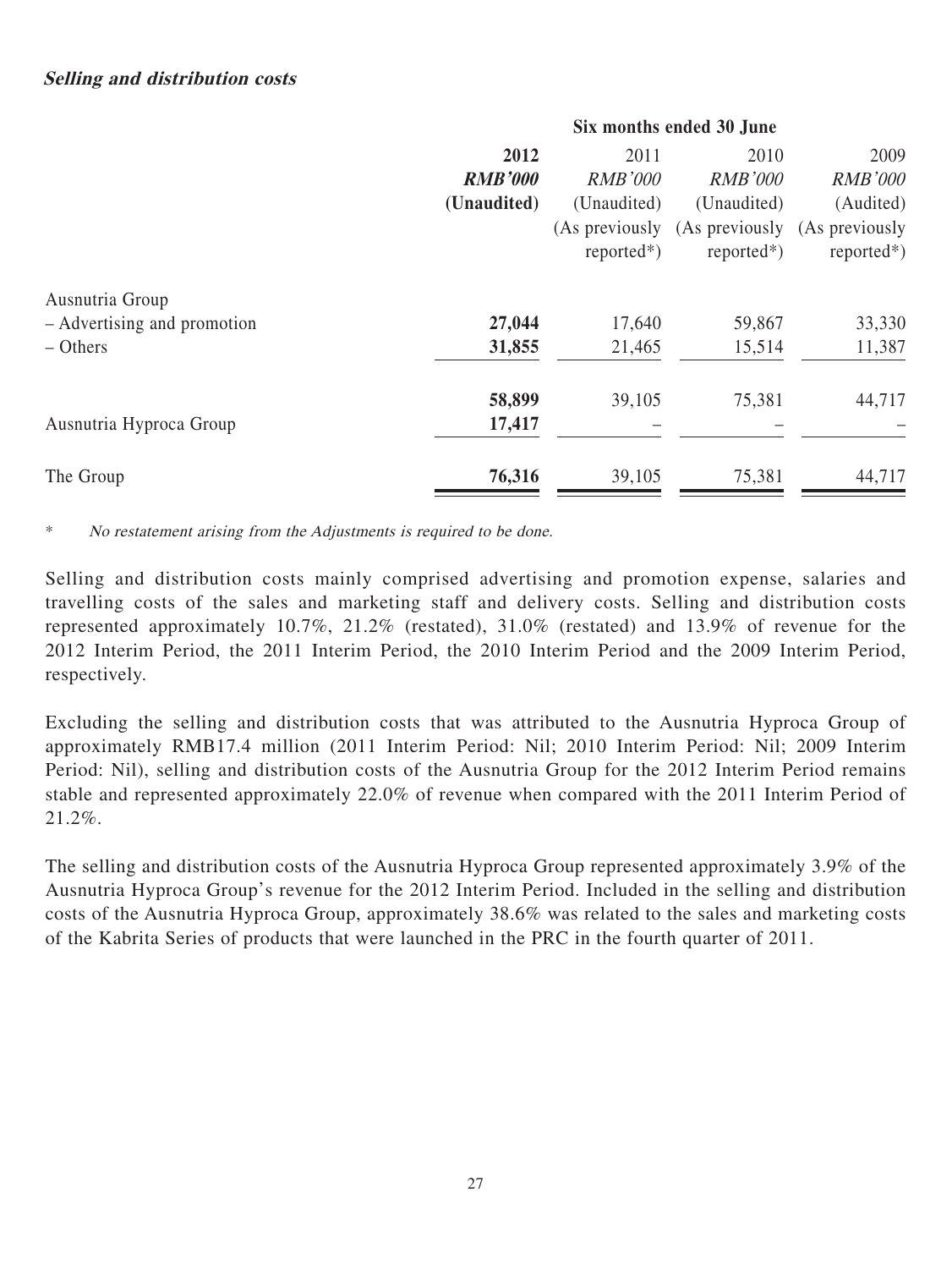***Selling and distribution costs***

| | Six months ended 30 June | | | |
|---|---|---|---|---|
| | **2012** | 2011 | 2010 | 2009 |
| | ***RMB'000*** | *RMB'000* | *RMB'000* | *RMB'000* |
| | **(Unaudited)** | (Unaudited) | (Unaudited) | (Audited) |
| | | (As previously reported*) | (As previously reported*) | (As previously reported*) |
| Ausnutria Group | | | | |
| – Advertising and promotion | **27,044** | 17,640 | 59,867 | 33,330 |
| – Others | **31,855** | 21,465 | 15,514 | 11,387 |
| | **58,899** | 39,105 | 75,381 | 44,717 |
| Ausnutria Hyproca Group | **17,417** | – | – | – |
| The Group | **76,316** | 39,105 | 75,381 | 44,717 |

\* *No restatement arising from the Adjustments is required to be done.*

Selling and distribution costs mainly comprised advertising and promotion expense, salaries and travelling costs of the sales and marketing staff and delivery costs. Selling and distribution costs represented approximately 10.7%, 21.2% (restated), 31.0% (restated) and 13.9% of revenue for the 2012 Interim Period, the 2011 Interim Period, the 2010 Interim Period and the 2009 Interim Period, respectively.

Excluding the selling and distribution costs that was attributed to the Ausnutria Hyproca Group of approximately RMB17.4 million (2011 Interim Period: Nil; 2010 Interim Period: Nil; 2009 Interim Period: Nil), selling and distribution costs of the Ausnutria Group for the 2012 Interim Period remains stable and represented approximately 22.0% of revenue when compared with the 2011 Interim Period of 21.2%.

The selling and distribution costs of the Ausnutria Hyproca Group represented approximately 3.9% of the Ausnutria Hyproca Group's revenue for the 2012 Interim Period. Included in the selling and distribution costs of the Ausnutria Hyproca Group, approximately 38.6% was related to the sales and marketing costs of the Kabrita Series of products that were launched in the PRC in the fourth quarter of 2011.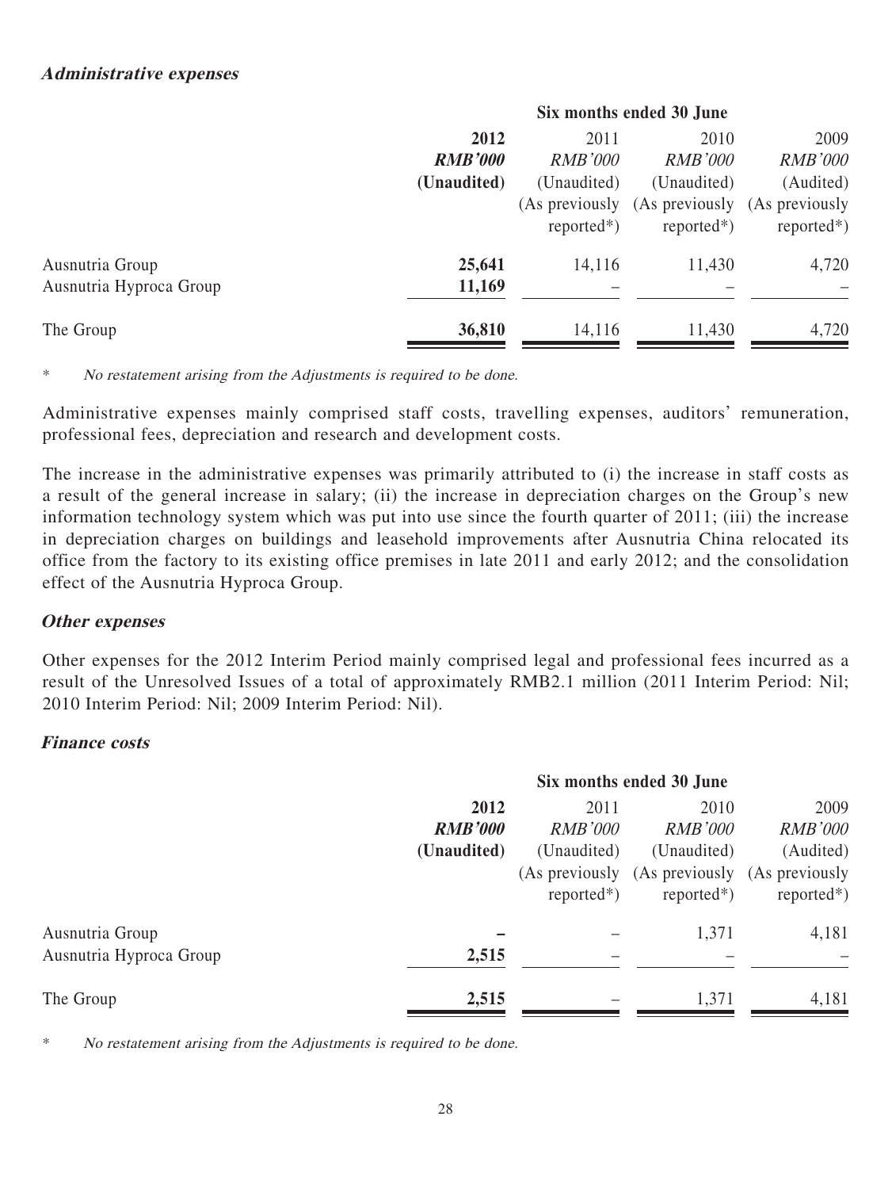### *Administrative expenses*

| | Six months ended 30 June | | | |
|---|---|---|---|---|
| | **2012** | 2011 | 2010 | 2009 |
| | ***RMB'000*** | *RMB'000* | *RMB'000* | *RMB'000* |
| | **(Unaudited)** | (Unaudited) | (Unaudited) | (Audited) |
| | | (As previously reported*) | (As previously reported*) | (As previously reported*) |
| Ausnutria Group | **25,641** | 14,116 | 11,430 | 4,720 |
| Ausnutria Hyproca Group | **11,169** | – | – | – |
| The Group | **36,810** | 14,116 | 11,430 | 4,720 |

\* *No restatement arising from the Adjustments is required to be done.*

Administrative expenses mainly comprised staff costs, travelling expenses, auditors' remuneration, professional fees, depreciation and research and development costs.

The increase in the administrative expenses was primarily attributed to (i) the increase in staff costs as a result of the general increase in salary; (ii) the increase in depreciation charges on the Group's new information technology system which was put into use since the fourth quarter of 2011; (iii) the increase in depreciation charges on buildings and leasehold improvements after Ausnutria China relocated its office from the factory to its existing office premises in late 2011 and early 2012; and the consolidation effect of the Ausnutria Hyproca Group.

### *Other expenses*

Other expenses for the 2012 Interim Period mainly comprised legal and professional fees incurred as a result of the Unresolved Issues of a total of approximately RMB2.1 million (2011 Interim Period: Nil; 2010 Interim Period: Nil; 2009 Interim Period: Nil).

### *Finance costs*

| | Six months ended 30 June | | | |
|---|---|---|---|---|
| | **2012** | 2011 | 2010 | 2009 |
| | ***RMB'000*** | *RMB'000* | *RMB'000* | *RMB'000* |
| | **(Unaudited)** | (Unaudited) | (Unaudited) | (Audited) |
| | | (As previously reported*) | (As previously reported*) | (As previously reported*) |
| Ausnutria Group | **–** | – | 1,371 | 4,181 |
| Ausnutria Hyproca Group | **2,515** | – | – | – |
| The Group | **2,515** | – | 1,371 | 4,181 |

\* *No restatement arising from the Adjustments is required to be done.*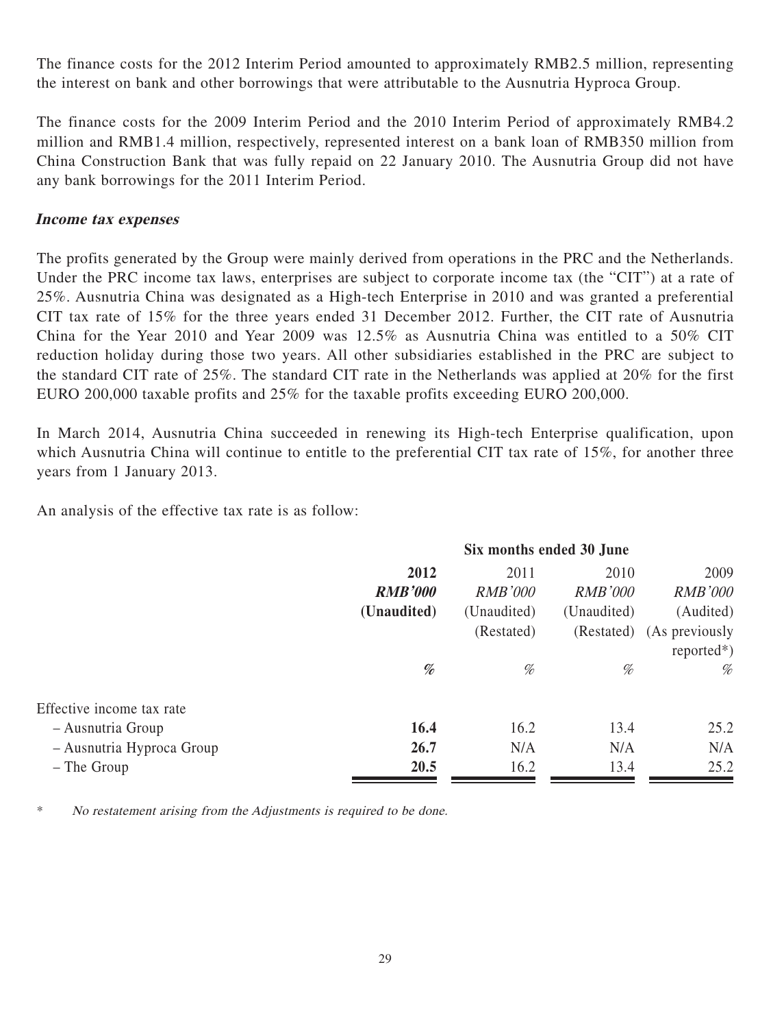The finance costs for the 2012 Interim Period amounted to approximately RMB2.5 million, representing the interest on bank and other borrowings that were attributable to the Ausnutria Hyproca Group.

The finance costs for the 2009 Interim Period and the 2010 Interim Period of approximately RMB4.2 million and RMB1.4 million, respectively, represented interest on a bank loan of RMB350 million from China Construction Bank that was fully repaid on 22 January 2010. The Ausnutria Group did not have any bank borrowings for the 2011 Interim Period.

***Income tax expenses***

The profits generated by the Group were mainly derived from operations in the PRC and the Netherlands. Under the PRC income tax laws, enterprises are subject to corporate income tax (the "CIT") at a rate of 25%. Ausnutria China was designated as a High-tech Enterprise in 2010 and was granted a preferential CIT tax rate of 15% for the three years ended 31 December 2012. Further, the CIT rate of Ausnutria China for the Year 2010 and Year 2009 was 12.5% as Ausnutria China was entitled to a 50% CIT reduction holiday during those two years. All other subsidiaries established in the PRC are subject to the standard CIT rate of 25%. The standard CIT rate in the Netherlands was applied at 20% for the first EURO 200,000 taxable profits and 25% for the taxable profits exceeding EURO 200,000.

In March 2014, Ausnutria China succeeded in renewing its High-tech Enterprise qualification, upon which Ausnutria China will continue to entitle to the preferential CIT tax rate of 15%, for another three years from 1 January 2013.

An analysis of the effective tax rate is as follow:

| | Six months ended 30 June | | | |
|---|---|---|---|---|
| | **2012** | 2011 | 2010 | 2009 |
| | ***RMB'000*** | *RMB'000* | *RMB'000* | *RMB'000* |
| | **(Unaudited)** | (Unaudited) | (Unaudited) | (Audited) |
| | | (Restated) | (Restated) | (As previously reported*) |
| | ***%*** | *%* | *%* | *%* |
| Effective income tax rate | | | | |
| – Ausnutria Group | **16.4** | 16.2 | 13.4 | 25.2 |
| – Ausnutria Hyproca Group | **26.7** | N/A | N/A | N/A |
| – The Group | **20.5** | 16.2 | 13.4 | 25.2 |

\* *No restatement arising from the Adjustments is required to be done.*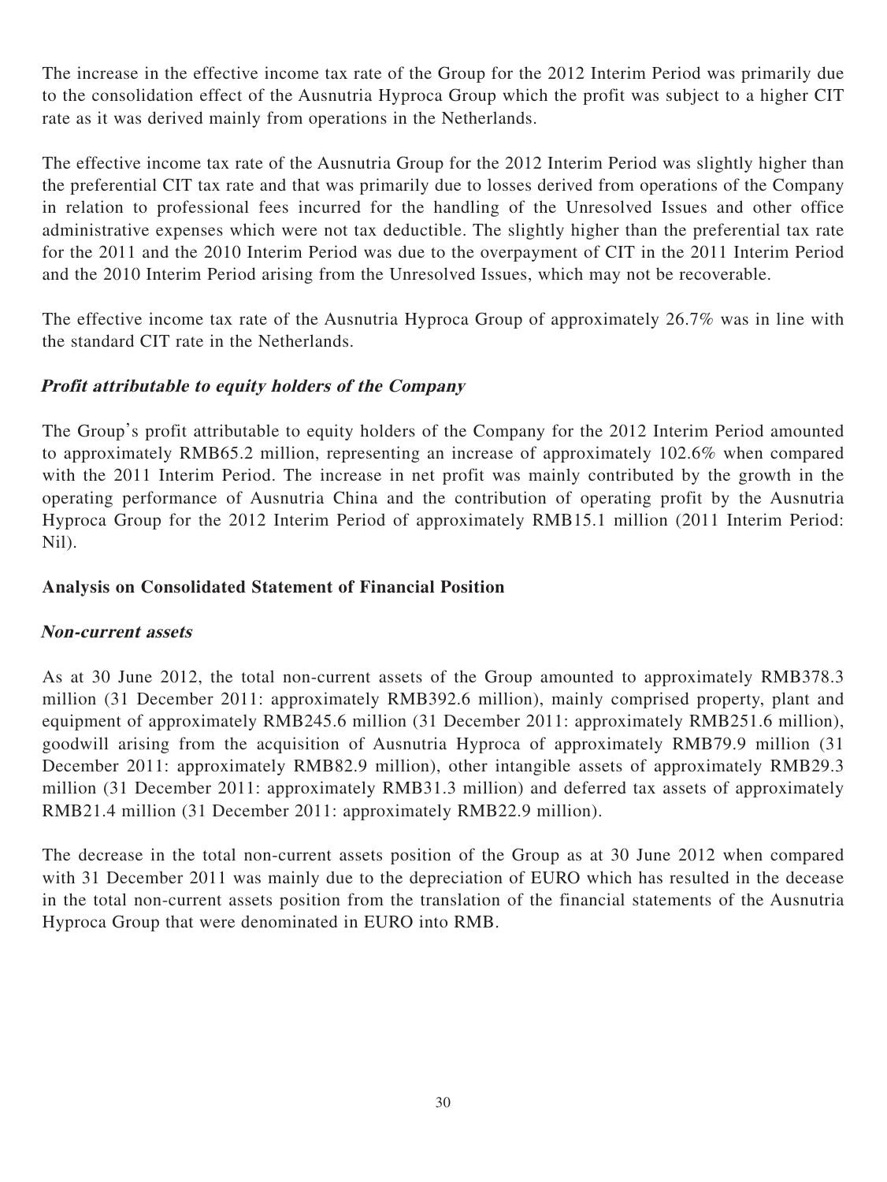The increase in the effective income tax rate of the Group for the 2012 Interim Period was primarily due to the consolidation effect of the Ausnutria Hyproca Group which the profit was subject to a higher CIT rate as it was derived mainly from operations in the Netherlands.

The effective income tax rate of the Ausnutria Group for the 2012 Interim Period was slightly higher than the preferential CIT tax rate and that was primarily due to losses derived from operations of the Company in relation to professional fees incurred for the handling of the Unresolved Issues and other office administrative expenses which were not tax deductible. The slightly higher than the preferential tax rate for the 2011 and the 2010 Interim Period was due to the overpayment of CIT in the 2011 Interim Period and the 2010 Interim Period arising from the Unresolved Issues, which may not be recoverable.

The effective income tax rate of the Ausnutria Hyproca Group of approximately 26.7% was in line with the standard CIT rate in the Netherlands.

***Profit attributable to equity holders of the Company***

The Group's profit attributable to equity holders of the Company for the 2012 Interim Period amounted to approximately RMB65.2 million, representing an increase of approximately 102.6% when compared with the 2011 Interim Period. The increase in net profit was mainly contributed by the growth in the operating performance of Ausnutria China and the contribution of operating profit by the Ausnutria Hyproca Group for the 2012 Interim Period of approximately RMB15.1 million (2011 Interim Period: Nil).

**Analysis on Consolidated Statement of Financial Position**

***Non-current assets***

As at 30 June 2012, the total non-current assets of the Group amounted to approximately RMB378.3 million (31 December 2011: approximately RMB392.6 million), mainly comprised property, plant and equipment of approximately RMB245.6 million (31 December 2011: approximately RMB251.6 million), goodwill arising from the acquisition of Ausnutria Hyproca of approximately RMB79.9 million (31 December 2011: approximately RMB82.9 million), other intangible assets of approximately RMB29.3 million (31 December 2011: approximately RMB31.3 million) and deferred tax assets of approximately RMB21.4 million (31 December 2011: approximately RMB22.9 million).

The decrease in the total non-current assets position of the Group as at 30 June 2012 when compared with 31 December 2011 was mainly due to the depreciation of EURO which has resulted in the decease in the total non-current assets position from the translation of the financial statements of the Ausnutria Hyproca Group that were denominated in EURO into RMB.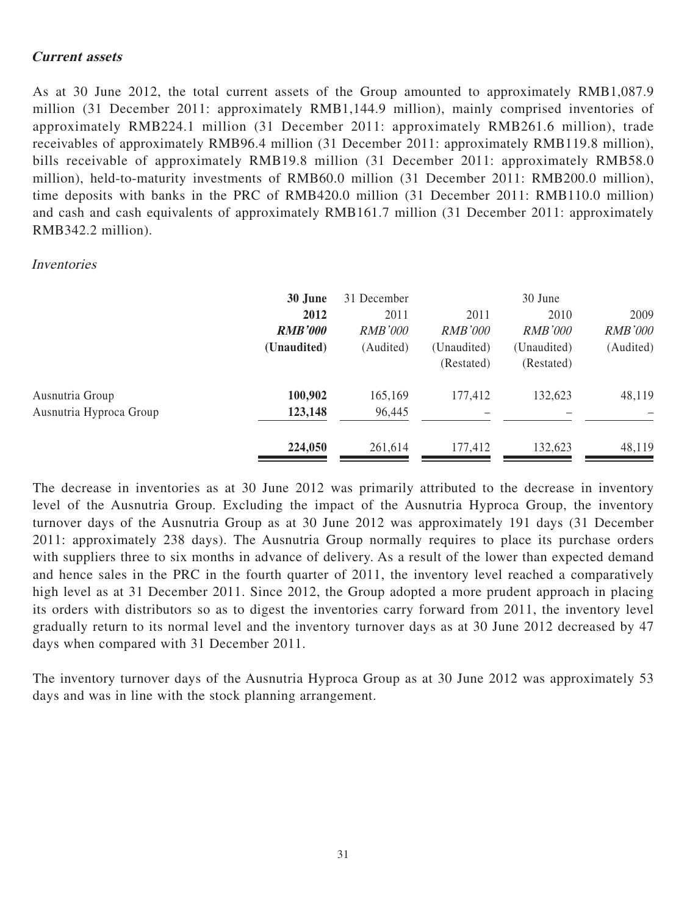***Current assets***

As at 30 June 2012, the total current assets of the Group amounted to approximately RMB1,087.9 million (31 December 2011: approximately RMB1,144.9 million), mainly comprised inventories of approximately RMB224.1 million (31 December 2011: approximately RMB261.6 million), trade receivables of approximately RMB96.4 million (31 December 2011: approximately RMB119.8 million), bills receivable of approximately RMB19.8 million (31 December 2011: approximately RMB58.0 million), held-to-maturity investments of RMB60.0 million (31 December 2011: RMB200.0 million), time deposits with banks in the PRC of RMB420.0 million (31 December 2011: RMB110.0 million) and cash and cash equivalents of approximately RMB161.7 million (31 December 2011: approximately RMB342.2 million).

*Inventories*

| | **30 June 2012** | 31 December 2011 | 30 June 2011 | 30 June 2010 | 30 June 2009 |
|---|---|---|---|---|---|
| | ***RMB'000*** | *RMB'000* | *RMB'000* | *RMB'000* | *RMB'000* |
| | **(Unaudited)** | (Audited) | (Unaudited) (Restated) | (Unaudited) (Restated) | (Audited) |
| Ausnutria Group | **100,902** | 165,169 | 177,412 | 132,623 | 48,119 |
| Ausnutria Hyproca Group | **123,148** | 96,445 | – | – | – |
| | **224,050** | 261,614 | 177,412 | 132,623 | 48,119 |

The decrease in inventories as at 30 June 2012 was primarily attributed to the decrease in inventory level of the Ausnutria Group. Excluding the impact of the Ausnutria Hyproca Group, the inventory turnover days of the Ausnutria Group as at 30 June 2012 was approximately 191 days (31 December 2011: approximately 238 days). The Ausnutria Group normally requires to place its purchase orders with suppliers three to six months in advance of delivery. As a result of the lower than expected demand and hence sales in the PRC in the fourth quarter of 2011, the inventory level reached a comparatively high level as at 31 December 2011. Since 2012, the Group adopted a more prudent approach in placing its orders with distributors so as to digest the inventories carry forward from 2011, the inventory level gradually return to its normal level and the inventory turnover days as at 30 June 2012 decreased by 47 days when compared with 31 December 2011.

The inventory turnover days of the Ausnutria Hyproca Group as at 30 June 2012 was approximately 53 days and was in line with the stock planning arrangement.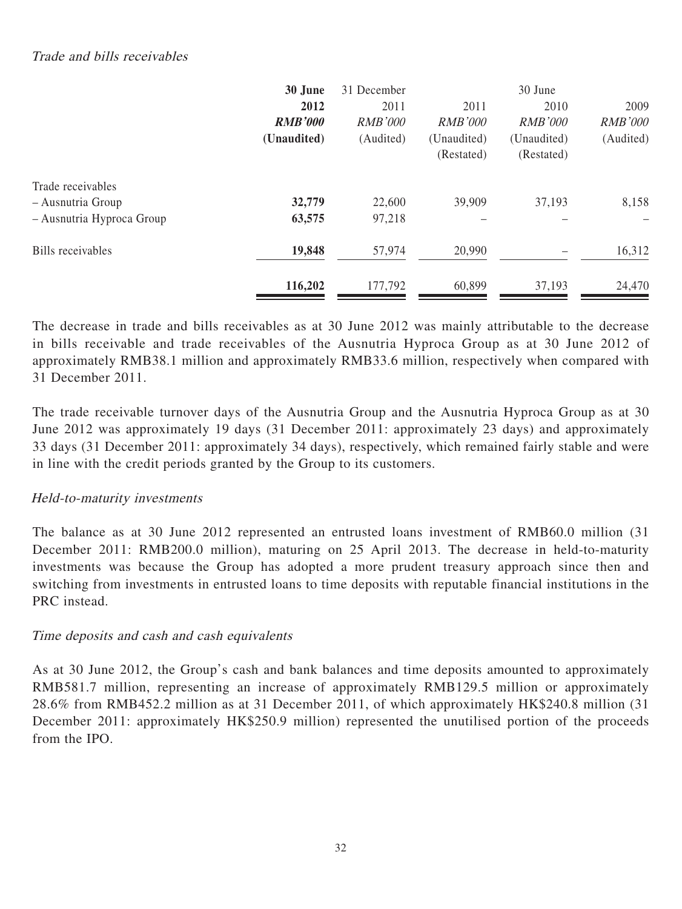*Trade and bills receivables*

| | 30 June | 31 December | | 30 June | |
|---|---|---|---|---|---|
| | **2012** | 2011 | 2011 | 2010 | 2009 |
| | ***RMB'000*** | *RMB'000* | *RMB'000* | *RMB'000* | *RMB'000* |
| | **(Unaudited)** | (Audited) | (Unaudited) | (Unaudited) | (Audited) |
| | | | (Restated) | (Restated) | |
| Trade receivables | | | | | |
| – Ausnutria Group | **32,779** | 22,600 | 39,909 | 37,193 | 8,158 |
| – Ausnutria Hyproca Group | **63,575** | 97,218 | – | – | – |
| Bills receivables | **19,848** | 57,974 | 20,990 | – | 16,312 |
| | **116,202** | 177,792 | 60,899 | 37,193 | 24,470 |

The decrease in trade and bills receivables as at 30 June 2012 was mainly attributable to the decrease in bills receivable and trade receivables of the Ausnutria Hyproca Group as at 30 June 2012 of approximately RMB38.1 million and approximately RMB33.6 million, respectively when compared with 31 December 2011.

The trade receivable turnover days of the Ausnutria Group and the Ausnutria Hyproca Group as at 30 June 2012 was approximately 19 days (31 December 2011: approximately 23 days) and approximately 33 days (31 December 2011: approximately 34 days), respectively, which remained fairly stable and were in line with the credit periods granted by the Group to its customers.

*Held-to-maturity investments*

The balance as at 30 June 2012 represented an entrusted loans investment of RMB60.0 million (31 December 2011: RMB200.0 million), maturing on 25 April 2013. The decrease in held-to-maturity investments was because the Group has adopted a more prudent treasury approach since then and switching from investments in entrusted loans to time deposits with reputable financial institutions in the PRC instead.

*Time deposits and cash and cash equivalents*

As at 30 June 2012, the Group's cash and bank balances and time deposits amounted to approximately RMB581.7 million, representing an increase of approximately RMB129.5 million or approximately 28.6% from RMB452.2 million as at 31 December 2011, of which approximately HK$240.8 million (31 December 2011: approximately HK$250.9 million) represented the unutilised portion of the proceeds from the IPO.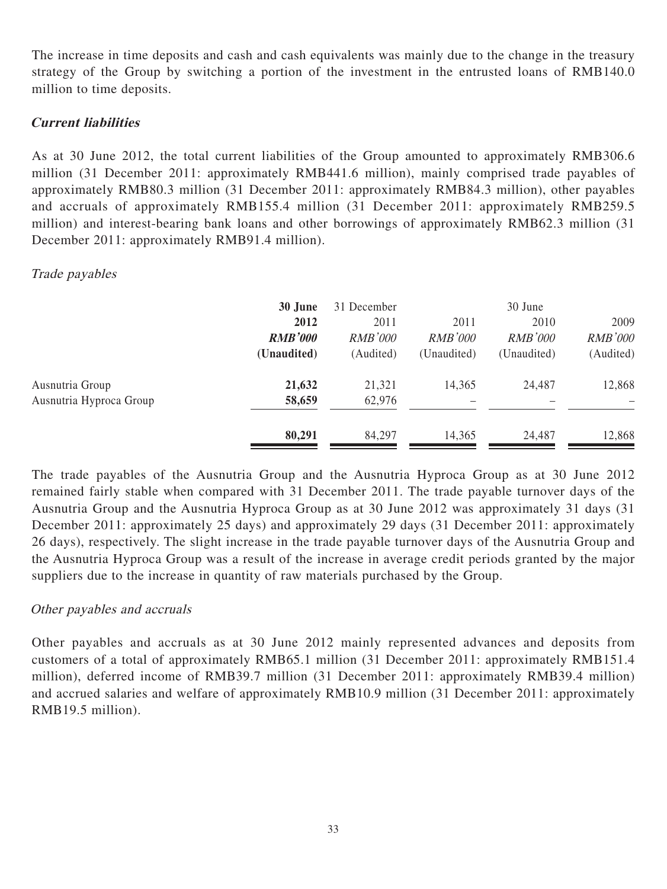The increase in time deposits and cash and cash equivalents was mainly due to the change in the treasury strategy of the Group by switching a portion of the investment in the entrusted loans of RMB140.0 million to time deposits.

### *Current liabilities*

As at 30 June 2012, the total current liabilities of the Group amounted to approximately RMB306.6 million (31 December 2011: approximately RMB441.6 million), mainly comprised trade payables of approximately RMB80.3 million (31 December 2011: approximately RMB84.3 million), other payables and accruals of approximately RMB155.4 million (31 December 2011: approximately RMB259.5 million) and interest-bearing bank loans and other borrowings of approximately RMB62.3 million (31 December 2011: approximately RMB91.4 million).

*Trade payables*

| | **30 June** | 31 December | | 30 June | |
|---|---|---|---|---|---|
| | **2012** | 2011 | 2011 | 2010 | 2009 |
| | ***RMB'000*** | *RMB'000* | *RMB'000* | *RMB'000* | *RMB'000* |
| | **(Unaudited)** | (Audited) | (Unaudited) | (Unaudited) | (Audited) |
| Ausnutria Group | **21,632** | 21,321 | 14,365 | 24,487 | 12,868 |
| Ausnutria Hyproca Group | **58,659** | 62,976 | – | – | – |
| | **80,291** | 84,297 | 14,365 | 24,487 | 12,868 |

The trade payables of the Ausnutria Group and the Ausnutria Hyproca Group as at 30 June 2012 remained fairly stable when compared with 31 December 2011. The trade payable turnover days of the Ausnutria Group and the Ausnutria Hyproca Group as at 30 June 2012 was approximately 31 days (31 December 2011: approximately 25 days) and approximately 29 days (31 December 2011: approximately 26 days), respectively. The slight increase in the trade payable turnover days of the Ausnutria Group and the Ausnutria Hyproca Group was a result of the increase in average credit periods granted by the major suppliers due to the increase in quantity of raw materials purchased by the Group.

*Other payables and accruals*

Other payables and accruals as at 30 June 2012 mainly represented advances and deposits from customers of a total of approximately RMB65.1 million (31 December 2011: approximately RMB151.4 million), deferred income of RMB39.7 million (31 December 2011: approximately RMB39.4 million) and accrued salaries and welfare of approximately RMB10.9 million (31 December 2011: approximately RMB19.5 million).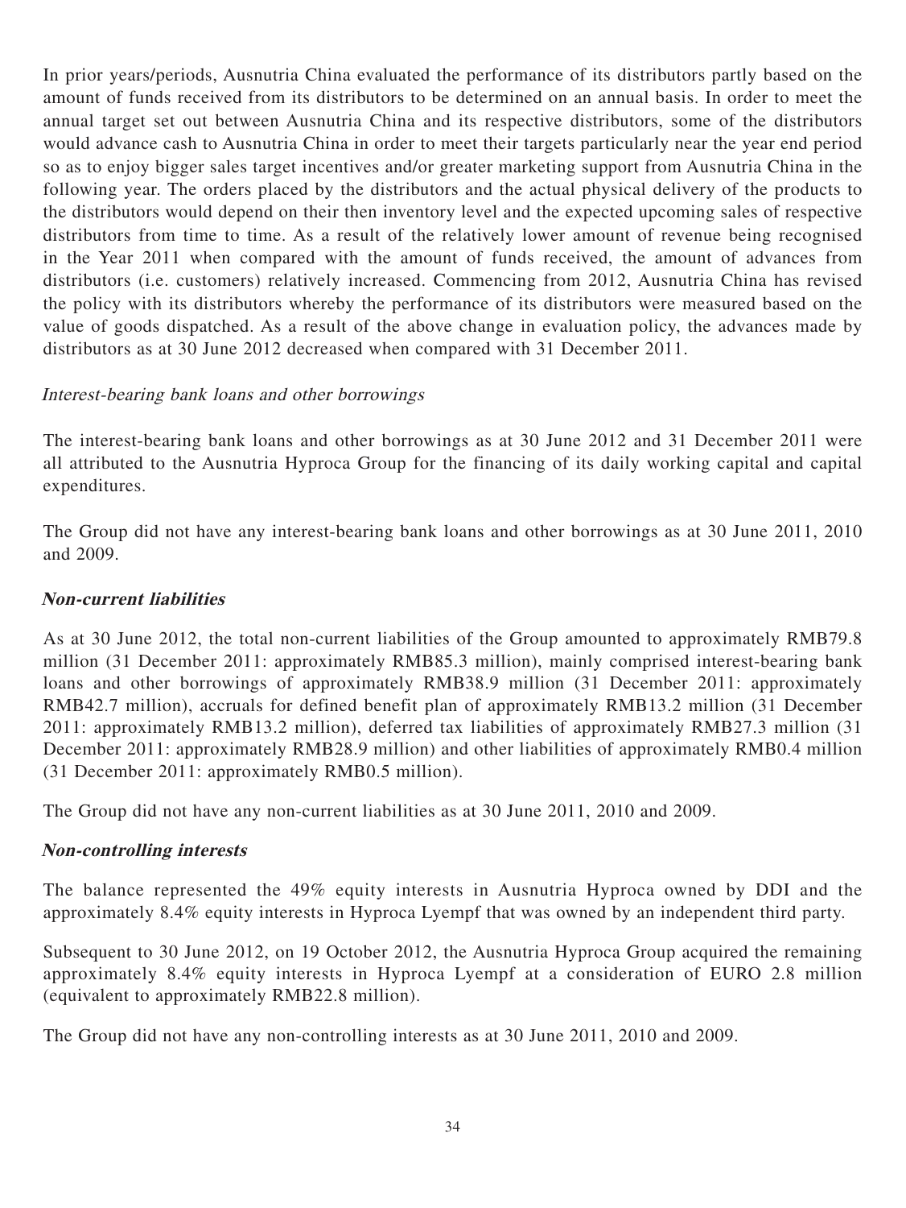In prior years/periods, Ausnutria China evaluated the performance of its distributors partly based on the amount of funds received from its distributors to be determined on an annual basis. In order to meet the annual target set out between Ausnutria China and its respective distributors, some of the distributors would advance cash to Ausnutria China in order to meet their targets particularly near the year end period so as to enjoy bigger sales target incentives and/or greater marketing support from Ausnutria China in the following year. The orders placed by the distributors and the actual physical delivery of the products to the distributors would depend on their then inventory level and the expected upcoming sales of respective distributors from time to time. As a result of the relatively lower amount of revenue being recognised in the Year 2011 when compared with the amount of funds received, the amount of advances from distributors (i.e. customers) relatively increased. Commencing from 2012, Ausnutria China has revised the policy with its distributors whereby the performance of its distributors were measured based on the value of goods dispatched. As a result of the above change in evaluation policy, the advances made by distributors as at 30 June 2012 decreased when compared with 31 December 2011.

*Interest-bearing bank loans and other borrowings*

The interest-bearing bank loans and other borrowings as at 30 June 2012 and 31 December 2011 were all attributed to the Ausnutria Hyproca Group for the financing of its daily working capital and capital expenditures.

The Group did not have any interest-bearing bank loans and other borrowings as at 30 June 2011, 2010 and 2009.

***Non-current liabilities***

As at 30 June 2012, the total non-current liabilities of the Group amounted to approximately RMB79.8 million (31 December 2011: approximately RMB85.3 million), mainly comprised interest-bearing bank loans and other borrowings of approximately RMB38.9 million (31 December 2011: approximately RMB42.7 million), accruals for defined benefit plan of approximately RMB13.2 million (31 December 2011: approximately RMB13.2 million), deferred tax liabilities of approximately RMB27.3 million (31 December 2011: approximately RMB28.9 million) and other liabilities of approximately RMB0.4 million (31 December 2011: approximately RMB0.5 million).

The Group did not have any non-current liabilities as at 30 June 2011, 2010 and 2009.

***Non-controlling interests***

The balance represented the 49% equity interests in Ausnutria Hyproca owned by DDI and the approximately 8.4% equity interests in Hyproca Lyempf that was owned by an independent third party.

Subsequent to 30 June 2012, on 19 October 2012, the Ausnutria Hyproca Group acquired the remaining approximately 8.4% equity interests in Hyproca Lyempf at a consideration of EURO 2.8 million (equivalent to approximately RMB22.8 million).

The Group did not have any non-controlling interests as at 30 June 2011, 2010 and 2009.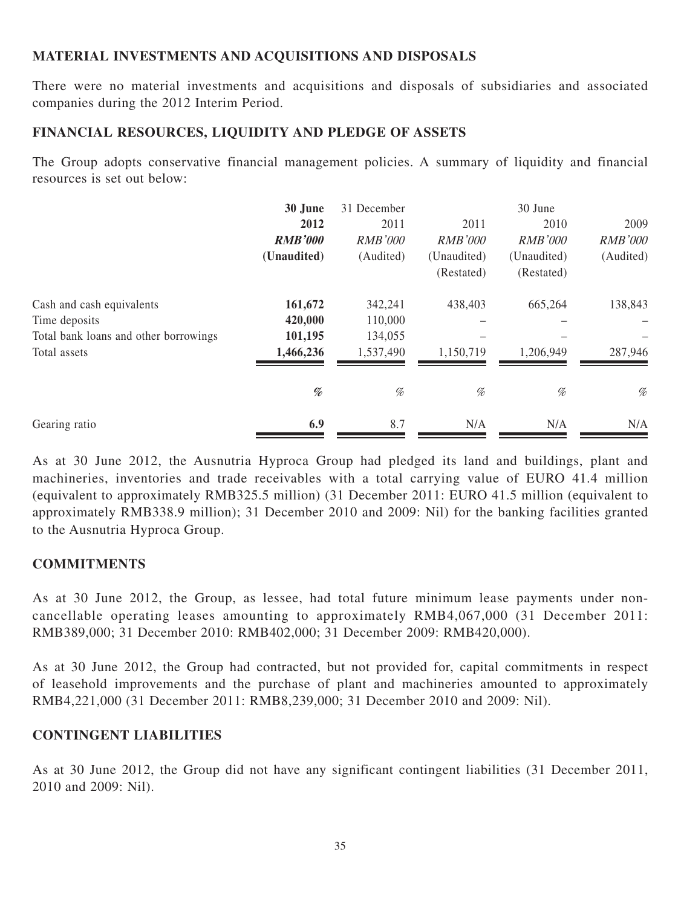## MATERIAL INVESTMENTS AND ACQUISITIONS AND DISPOSALS

There were no material investments and acquisitions and disposals of subsidiaries and associated companies during the 2012 Interim Period.

## FINANCIAL RESOURCES, LIQUIDITY AND PLEDGE OF ASSETS

The Group adopts conservative financial management policies. A summary of liquidity and financial resources is set out below:

| | **30 June 2012** | 31 December 2011 | 30 June 2011 | 30 June 2010 | 2009 |
|---|---|---|---|---|---|
| | ***RMB'000*** | *RMB'000* | *RMB'000* | *RMB'000* | *RMB'000* |
| | **(Unaudited)** | (Audited) | (Unaudited) (Restated) | (Unaudited) (Restated) | (Audited) |
| Cash and cash equivalents | **161,672** | 342,241 | 438,403 | 665,264 | 138,843 |
| Time deposits | **420,000** | 110,000 | – | – | – |
| Total bank loans and other borrowings | **101,195** | 134,055 | – | – | – |
| Total assets | **1,466,236** | 1,537,490 | 1,150,719 | 1,206,949 | 287,946 |
| | *%* | *%* | *%* | *%* | *%* |
| Gearing ratio | **6.9** | 8.7 | N/A | N/A | N/A |

As at 30 June 2012, the Ausnutria Hyproca Group had pledged its land and buildings, plant and machineries, inventories and trade receivables with a total carrying value of EURO 41.4 million (equivalent to approximately RMB325.5 million) (31 December 2011: EURO 41.5 million (equivalent to approximately RMB338.9 million); 31 December 2010 and 2009: Nil) for the banking facilities granted to the Ausnutria Hyproca Group.

## COMMITMENTS

As at 30 June 2012, the Group, as lessee, had total future minimum lease payments under non-cancellable operating leases amounting to approximately RMB4,067,000 (31 December 2011: RMB389,000; 31 December 2010: RMB402,000; 31 December 2009: RMB420,000).

As at 30 June 2012, the Group had contracted, but not provided for, capital commitments in respect of leasehold improvements and the purchase of plant and machineries amounted to approximately RMB4,221,000 (31 December 2011: RMB8,239,000; 31 December 2010 and 2009: Nil).

## CONTINGENT LIABILITIES

As at 30 June 2012, the Group did not have any significant contingent liabilities (31 December 2011, 2010 and 2009: Nil).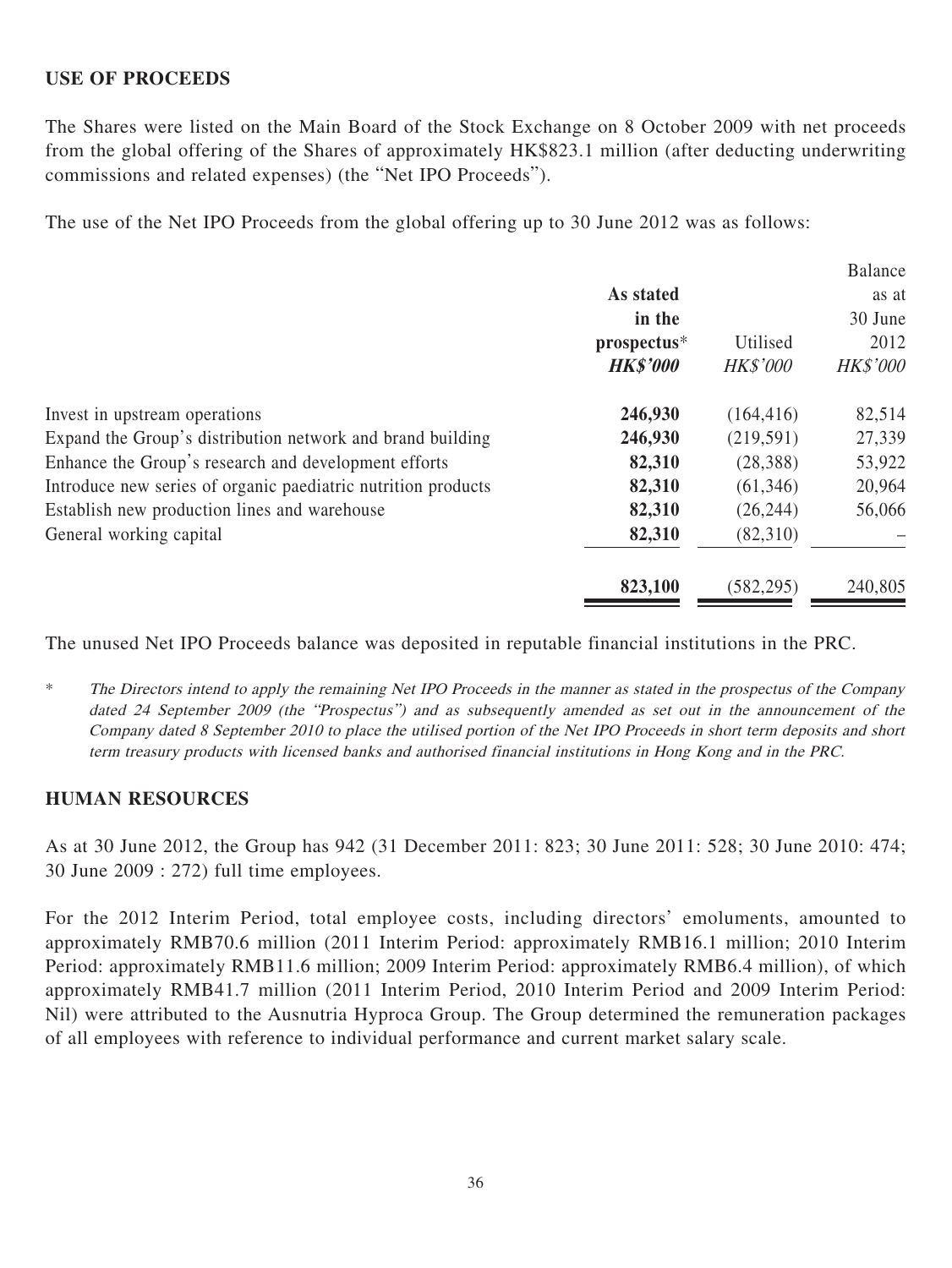## USE OF PROCEEDS

The Shares were listed on the Main Board of the Stock Exchange on 8 October 2009 with net proceeds from the global offering of the Shares of approximately HK$823.1 million (after deducting underwriting commissions and related expenses) (the "Net IPO Proceeds").

The use of the Net IPO Proceeds from the global offering up to 30 June 2012 was as follows:

| | **As stated in the prospectus*** **HK$'000** | Utilised *HK$'000* | Balance as at 30 June 2012 *HK$'000* |
|---|---|---|---|
| Invest in upstream operations | **246,930** | (164,416) | 82,514 |
| Expand the Group's distribution network and brand building | **246,930** | (219,591) | 27,339 |
| Enhance the Group's research and development efforts | **82,310** | (28,388) | 53,922 |
| Introduce new series of organic paediatric nutrition products | **82,310** | (61,346) | 20,964 |
| Establish new production lines and warehouse | **82,310** | (26,244) | 56,066 |
| General working capital | **82,310** | (82,310) | – |
| | **823,100** | (582,295) | 240,805 |

The unused Net IPO Proceeds balance was deposited in reputable financial institutions in the PRC.

\* *The Directors intend to apply the remaining Net IPO Proceeds in the manner as stated in the prospectus of the Company dated 24 September 2009 (the "Prospectus") and as subsequently amended as set out in the announcement of the Company dated 8 September 2010 to place the utilised portion of the Net IPO Proceeds in short term deposits and short term treasury products with licensed banks and authorised financial institutions in Hong Kong and in the PRC.*

## HUMAN RESOURCES

As at 30 June 2012, the Group has 942 (31 December 2011: 823; 30 June 2011: 528; 30 June 2010: 474; 30 June 2009 : 272) full time employees.

For the 2012 Interim Period, total employee costs, including directors' emoluments, amounted to approximately RMB70.6 million (2011 Interim Period: approximately RMB16.1 million; 2010 Interim Period: approximately RMB11.6 million; 2009 Interim Period: approximately RMB6.4 million), of which approximately RMB41.7 million (2011 Interim Period, 2010 Interim Period and 2009 Interim Period: Nil) were attributed to the Ausnutria Hyproca Group. The Group determined the remuneration packages of all employees with reference to individual performance and current market salary scale.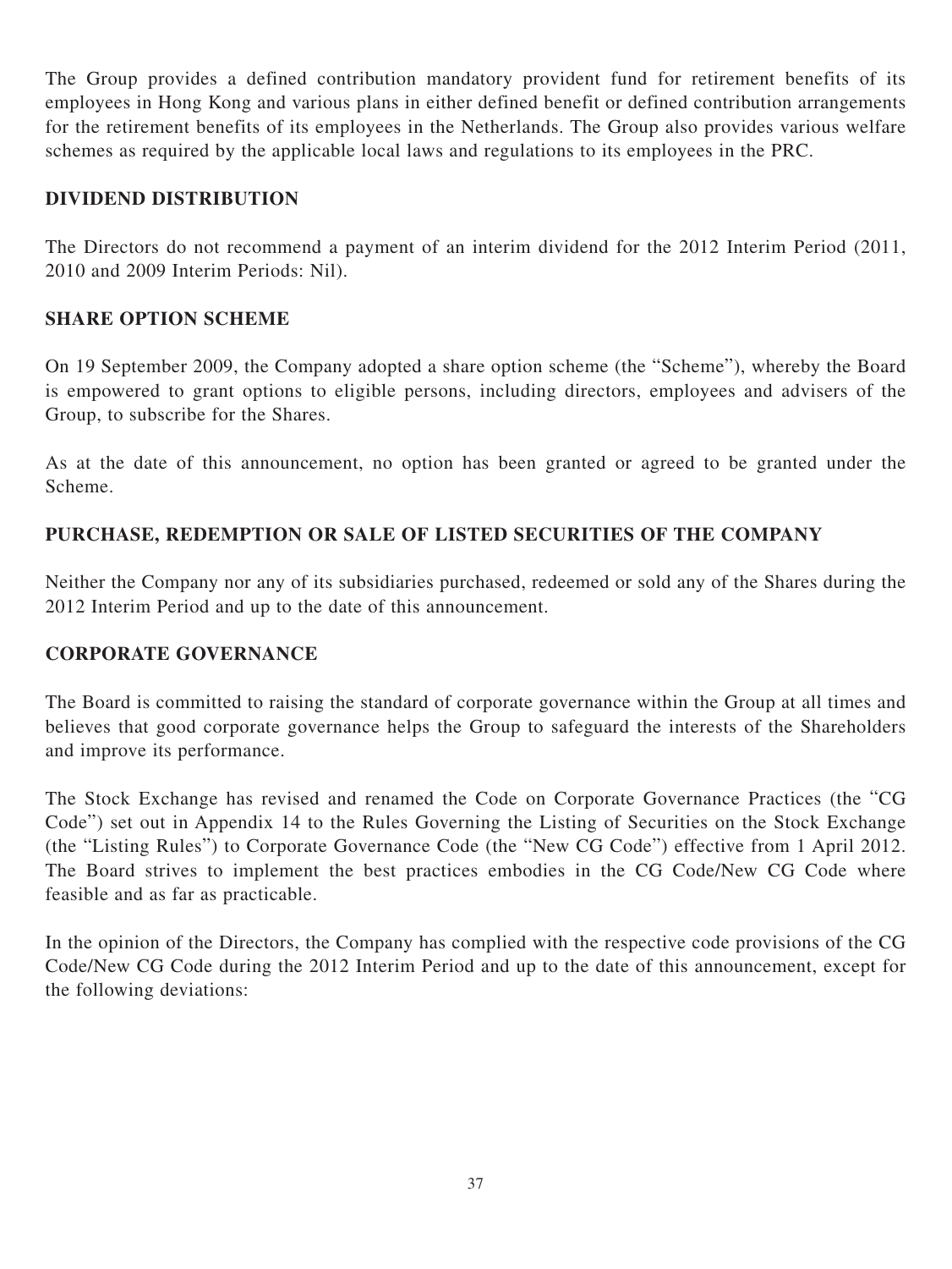The Group provides a defined contribution mandatory provident fund for retirement benefits of its employees in Hong Kong and various plans in either defined benefit or defined contribution arrangements for the retirement benefits of its employees in the Netherlands. The Group also provides various welfare schemes as required by the applicable local laws and regulations to its employees in the PRC.

## DIVIDEND DISTRIBUTION

The Directors do not recommend a payment of an interim dividend for the 2012 Interim Period (2011, 2010 and 2009 Interim Periods: Nil).

## SHARE OPTION SCHEME

On 19 September 2009, the Company adopted a share option scheme (the "Scheme"), whereby the Board is empowered to grant options to eligible persons, including directors, employees and advisers of the Group, to subscribe for the Shares.

As at the date of this announcement, no option has been granted or agreed to be granted under the Scheme.

## PURCHASE, REDEMPTION OR SALE OF LISTED SECURITIES OF THE COMPANY

Neither the Company nor any of its subsidiaries purchased, redeemed or sold any of the Shares during the 2012 Interim Period and up to the date of this announcement.

## CORPORATE GOVERNANCE

The Board is committed to raising the standard of corporate governance within the Group at all times and believes that good corporate governance helps the Group to safeguard the interests of the Shareholders and improve its performance.

The Stock Exchange has revised and renamed the Code on Corporate Governance Practices (the "CG Code") set out in Appendix 14 to the Rules Governing the Listing of Securities on the Stock Exchange (the "Listing Rules") to Corporate Governance Code (the "New CG Code") effective from 1 April 2012. The Board strives to implement the best practices embodies in the CG Code/New CG Code where feasible and as far as practicable.

In the opinion of the Directors, the Company has complied with the respective code provisions of the CG Code/New CG Code during the 2012 Interim Period and up to the date of this announcement, except for the following deviations: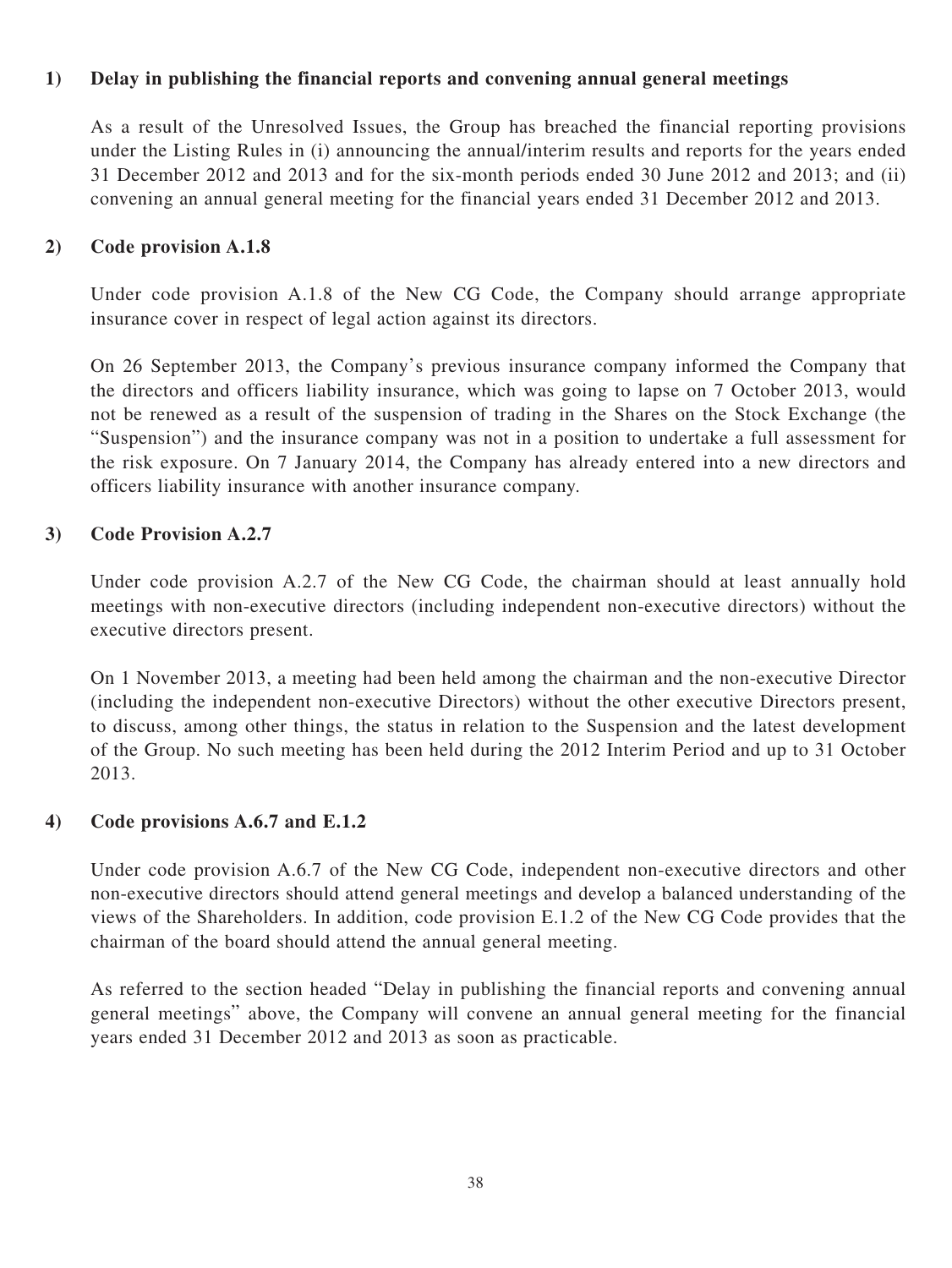**1) Delay in publishing the financial reports and convening annual general meetings**

As a result of the Unresolved Issues, the Group has breached the financial reporting provisions under the Listing Rules in (i) announcing the annual/interim results and reports for the years ended 31 December 2012 and 2013 and for the six-month periods ended 30 June 2012 and 2013; and (ii) convening an annual general meeting for the financial years ended 31 December 2012 and 2013.

**2) Code provision A.1.8**

Under code provision A.1.8 of the New CG Code, the Company should arrange appropriate insurance cover in respect of legal action against its directors.

On 26 September 2013, the Company's previous insurance company informed the Company that the directors and officers liability insurance, which was going to lapse on 7 October 2013, would not be renewed as a result of the suspension of trading in the Shares on the Stock Exchange (the "Suspension") and the insurance company was not in a position to undertake a full assessment for the risk exposure. On 7 January 2014, the Company has already entered into a new directors and officers liability insurance with another insurance company.

**3) Code Provision A.2.7**

Under code provision A.2.7 of the New CG Code, the chairman should at least annually hold meetings with non-executive directors (including independent non-executive directors) without the executive directors present.

On 1 November 2013, a meeting had been held among the chairman and the non-executive Director (including the independent non-executive Directors) without the other executive Directors present, to discuss, among other things, the status in relation to the Suspension and the latest development of the Group. No such meeting has been held during the 2012 Interim Period and up to 31 October 2013.

**4) Code provisions A.6.7 and E.1.2**

Under code provision A.6.7 of the New CG Code, independent non-executive directors and other non-executive directors should attend general meetings and develop a balanced understanding of the views of the Shareholders. In addition, code provision E.1.2 of the New CG Code provides that the chairman of the board should attend the annual general meeting.

As referred to the section headed "Delay in publishing the financial reports and convening annual general meetings" above, the Company will convene an annual general meeting for the financial years ended 31 December 2012 and 2013 as soon as practicable.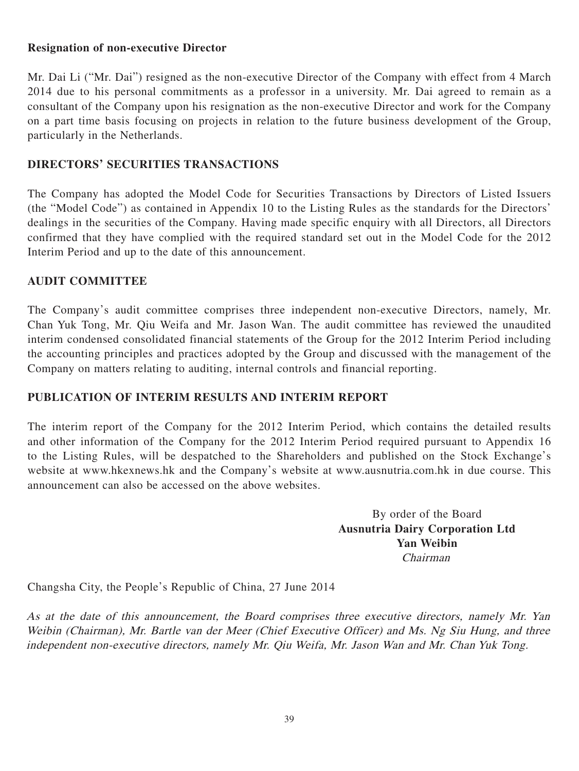**Resignation of non-executive Director**

Mr. Dai Li ("Mr. Dai") resigned as the non-executive Director of the Company with effect from 4 March 2014 due to his personal commitments as a professor in a university. Mr. Dai agreed to remain as a consultant of the Company upon his resignation as the non-executive Director and work for the Company on a part time basis focusing on projects in relation to the future business development of the Group, particularly in the Netherlands.

## DIRECTORS' SECURITIES TRANSACTIONS

The Company has adopted the Model Code for Securities Transactions by Directors of Listed Issuers (the "Model Code") as contained in Appendix 10 to the Listing Rules as the standards for the Directors' dealings in the securities of the Company. Having made specific enquiry with all Directors, all Directors confirmed that they have complied with the required standard set out in the Model Code for the 2012 Interim Period and up to the date of this announcement.

## AUDIT COMMITTEE

The Company's audit committee comprises three independent non-executive Directors, namely, Mr. Chan Yuk Tong, Mr. Qiu Weifa and Mr. Jason Wan. The audit committee has reviewed the unaudited interim condensed consolidated financial statements of the Group for the 2012 Interim Period including the accounting principles and practices adopted by the Group and discussed with the management of the Company on matters relating to auditing, internal controls and financial reporting.

## PUBLICATION OF INTERIM RESULTS AND INTERIM REPORT

The interim report of the Company for the 2012 Interim Period, which contains the detailed results and other information of the Company for the 2012 Interim Period required pursuant to Appendix 16 to the Listing Rules, will be despatched to the Shareholders and published on the Stock Exchange's website at www.hkexnews.hk and the Company's website at www.ausnutria.com.hk in due course. This announcement can also be accessed on the above websites.

By order of the Board
**Ausnutria Dairy Corporation Ltd**
**Yan Weibin**
*Chairman*

Changsha City, the People's Republic of China, 27 June 2014

*As at the date of this announcement, the Board comprises three executive directors, namely Mr. Yan Weibin (Chairman), Mr. Bartle van der Meer (Chief Executive Officer) and Ms. Ng Siu Hung, and three independent non-executive directors, namely Mr. Qiu Weifa, Mr. Jason Wan and Mr. Chan Yuk Tong.*